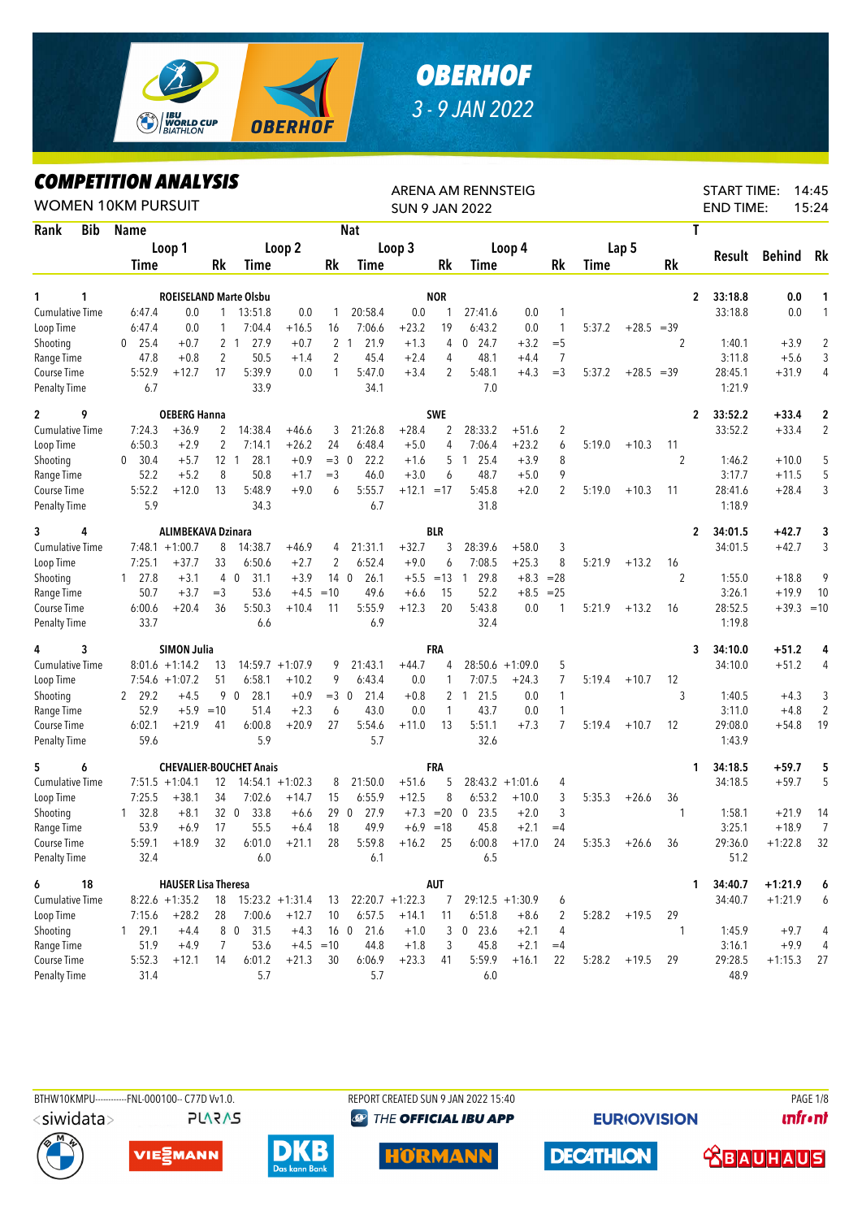# OBERHOF

3 - 9 JAN 2022

## COMPETITION ANALYSIS

WOMEN 10KM PURSUIT

ARENA AM RENNSTEIG
SUN 9 JAN 2022

START TIME: 14:45
END TIME: 15:24

| Rank | Bib | Name | | | Nat | | | | | | | | | | | T | | | |
|---|---|---|---|---|---|---|---|---|---|---|---|---|---|---|---|---|---|---|---|
| | | Loop 1 | | | Loop 2 | | | Loop 3 | | | Loop 4 | | | Lap 5 | | | Result | Behind | Rk |
| | | Time | | Rk | Time | | Rk | Time | | Rk | Time | | Rk | Time | | Rk | | | |
| 1 | 1 | ROEISELAND Marte Olsbu | | | | | | | NOR | | | | | | | 2 | 33:18.8 | 0.0 | 1 |
| Cumulative Time | | 6:47.4 | 0.0 | 1 | 13:51.8 | 0.0 | 1 | 20:58.4 | 0.0 | 1 | 27:41.6 | 0.0 | 1 | | | | 33:18.8 | 0.0 | 1 |
| Loop Time | | 6:47.4 | 0.0 | 1 | 7:04.4 | +16.5 | 16 | 7:06.6 | +23.2 | 19 | 6:43.2 | 0.0 | 1 | 5:37.2 | +28.5 | =39 | | | |
| Shooting | | 0 25.4 | +0.7 | 2 | 1 27.9 | +0.7 | 2 | 1 21.9 | +1.3 | 4 | 0 24.7 | +3.2 | =5 | | | 2 | 1:40.1 | +3.9 | 2 |
| Range Time | | 47.8 | +0.8 | 2 | 50.5 | +1.4 | 2 | 45.4 | +2.4 | 4 | 48.1 | +4.4 | 7 | | | | 3:11.8 | +5.6 | 3 |
| Course Time | | 5:52.9 | +12.7 | 17 | 5:39.9 | 0.0 | 1 | 5:47.0 | +3.4 | 2 | 5:48.1 | +4.3 | =3 | 5:37.2 | +28.5 | =39 | 28:45.1 | +31.9 | 4 |
| Penalty Time | | 6.7 | | | 33.9 | | | 34.1 | | | 7.0 | | | | | | 1:21.9 | | |
| 2 | 9 | OEBERG Hanna | | | | | | | SWE | | | | | | | 2 | 33:52.2 | +33.4 | 2 |
| Cumulative Time | | 7:24.3 | +36.9 | 2 | 14:38.4 | +46.6 | 3 | 21:26.8 | +28.4 | 2 | 28:33.2 | +51.6 | 2 | | | | 33:52.2 | +33.4 | 2 |
| Loop Time | | 6:50.3 | +2.9 | 2 | 7:14.1 | +26.2 | 24 | 6:48.4 | +5.0 | 4 | 7:06.4 | +23.2 | 6 | 5:19.0 | +10.3 | 11 | | | |
| Shooting | | 0 30.4 | +5.7 | 12 | 1 28.1 | +0.9 | =3 | 0 22.2 | +1.6 | 5 | 1 25.4 | +3.9 | 8 | | | 2 | 1:46.2 | +10.0 | 5 |
| Range Time | | 52.2 | +5.2 | 8 | 50.8 | +1.7 | =3 | 46.0 | +3.0 | 6 | 48.7 | +5.0 | 9 | | | | 3:17.7 | +11.5 | 5 |
| Course Time | | 5:52.2 | +12.0 | 13 | 5:48.9 | +9.0 | 6 | 5:55.7 | +12.1 | =17 | 5:45.8 | +2.0 | 2 | 5:19.0 | +10.3 | 11 | 28:41.6 | +28.4 | 3 |
| Penalty Time | | 5.9 | | | 34.3 | | | 6.7 | | | 31.8 | | | | | | 1:18.9 | | |
| 3 | 4 | ALIMBEKAVA Dzinara | | | | | | | BLR | | | | | | | 2 | 34:01.5 | +42.7 | 3 |
| Cumulative Time | | 7:48.1 | +1:00.7 | 8 | 14:38.7 | +46.9 | 4 | 21:31.1 | +32.7 | 3 | 28:39.6 | +58.0 | 3 | | | | 34:01.5 | +42.7 | 3 |
| Loop Time | | 7:25.1 | +37.7 | 33 | 6:50.6 | +2.7 | 2 | 6:52.4 | +9.0 | 6 | 7:08.5 | +25.3 | 8 | 5:21.9 | +13.2 | 16 | | | |
| Shooting | | 1 27.8 | +3.1 | 4 | 0 31.1 | +3.9 | 14 | 0 26.1 | +5.5 | =13 | 1 29.8 | +8.3 | =28 | | | 2 | 1:55.0 | +18.8 | 9 |
| Range Time | | 50.7 | +3.7 | =3 | 53.6 | +4.5 | =10 | 49.6 | +6.6 | 15 | 52.2 | +8.5 | =25 | | | | 3:26.1 | +19.9 | 10 |
| Course Time | | 6:00.6 | +20.4 | 36 | 5:50.3 | +10.4 | 11 | 5:55.9 | +12.3 | 20 | 5:43.8 | 0.0 | 1 | 5:21.9 | +13.2 | 16 | 28:52.5 | +39.3 | =10 |
| Penalty Time | | 33.7 | | | 6.6 | | | 6.9 | | | 32.4 | | | | | | 1:19.8 | | |
| 4 | 3 | SIMON Julia | | | | | | | FRA | | | | | | | 3 | 34:10.0 | +51.2 | 4 |
| Cumulative Time | | 8:01.6 | +1:14.2 | 13 | 14:59.7 | +1:07.9 | 9 | 21:43.1 | +44.7 | 4 | 28:50.6 | +1:09.0 | 5 | | | | 34:10.0 | +51.2 | 4 |
| Loop Time | | 7:54.6 | +1:07.2 | 51 | 6:58.1 | +10.2 | 9 | 6:43.4 | 0.0 | 1 | 7:07.5 | +24.3 | 7 | 5:19.4 | +10.7 | 12 | | | |
| Shooting | | 2 29.2 | +4.5 | 9 | 0 28.1 | +0.9 | =3 | 0 21.4 | +0.8 | 2 | 1 21.5 | 0.0 | 1 | | | 3 | 1:40.5 | +4.3 | 3 |
| Range Time | | 52.9 | +5.9 | =10 | 51.4 | +2.3 | 6 | 43.0 | 0.0 | 1 | 43.7 | 0.0 | 1 | | | | 3:11.0 | +4.8 | 2 |
| Course Time | | 6:02.1 | +21.9 | 41 | 6:00.8 | +20.9 | 27 | 5:54.6 | +11.0 | 13 | 5:51.1 | +7.3 | 7 | 5:19.4 | +10.7 | 12 | 29:08.0 | +54.8 | 19 |
| Penalty Time | | 59.6 | | | 5.9 | | | 5.7 | | | 32.6 | | | | | | 1:43.9 | | |
| 5 | 6 | CHEVALIER-BOUCHET Anais | | | | | | | FRA | | | | | | | 1 | 34:18.5 | +59.7 | 5 |
| Cumulative Time | | 7:51.5 | +1:04.1 | 12 | 14:54.1 | +1:02.3 | 8 | 21:50.0 | +51.6 | 5 | 28:43.2 | +1:01.6 | 4 | | | | 34:18.5 | +59.7 | 5 |
| Loop Time | | 7:25.5 | +38.1 | 34 | 7:02.6 | +14.7 | 15 | 6:55.9 | +12.5 | 8 | 6:53.2 | +10.0 | 3 | 5:35.3 | +26.6 | 36 | | | |
| Shooting | | 1 32.8 | +8.1 | 32 | 0 33.8 | +6.6 | 29 | 0 27.9 | +7.3 | =20 | 0 23.5 | +2.0 | 3 | | | 1 | 1:58.1 | +21.9 | 14 |
| Range Time | | 53.9 | +6.9 | 17 | 55.5 | +6.4 | 18 | 49.9 | +6.9 | =18 | 45.8 | +2.1 | =4 | | | | 3:25.1 | +18.9 | 7 |
| Course Time | | 5:59.1 | +18.9 | 32 | 6:01.0 | +21.1 | 28 | 5:59.8 | +16.2 | 25 | 6:00.8 | +17.0 | 24 | 5:35.3 | +26.6 | 36 | 29:36.0 | +1:22.8 | 32 |
| Penalty Time | | 32.4 | | | 6.0 | | | 6.1 | | | 6.5 | | | | | | 51.2 | | |
| 6 | 18 | HAUSER Lisa Theresa | | | | | | | AUT | | | | | | | 1 | 34:40.7 | +1:21.9 | 6 |
| Cumulative Time | | 8:22.6 | +1:35.2 | 18 | 15:23.2 | +1:31.4 | 13 | 22:20.7 | +1:22.3 | 7 | 29:12.5 | +1:30.9 | 6 | | | | 34:40.7 | +1:21.9 | 6 |
| Loop Time | | 7:15.6 | +28.2 | 28 | 7:00.6 | +12.7 | 10 | 6:57.5 | +14.1 | 11 | 6:51.8 | +8.6 | 2 | 5:28.2 | +19.5 | 29 | | | |
| Shooting | | 1 29.1 | +4.4 | 8 | 0 31.5 | +4.3 | 16 | 0 21.6 | +1.0 | 3 | 0 23.6 | +2.1 | 4 | | | 1 | 1:45.9 | +9.7 | 4 |
| Range Time | | 51.9 | +4.9 | 7 | 53.6 | +4.5 | =10 | 44.8 | +1.8 | 3 | 45.8 | +2.1 | =4 | | | | 3:16.1 | +9.9 | 4 |
| Course Time | | 5:52.3 | +12.1 | 14 | 6:01.2 | +21.3 | 30 | 6:06.9 | +23.3 | 41 | 5:59.9 | +16.1 | 22 | 5:28.2 | +19.5 | 29 | 29:28.5 | +1:15.3 | 27 |
| Penalty Time | | 31.4 | | | 5.7 | | | 5.7 | | | 6.0 | | | | | | 48.9 | | |

BTHW10KMPU------------FNL-000100-- C77D Vv1.0. REPORT CREATED SUN 9 JAN 2022 15:40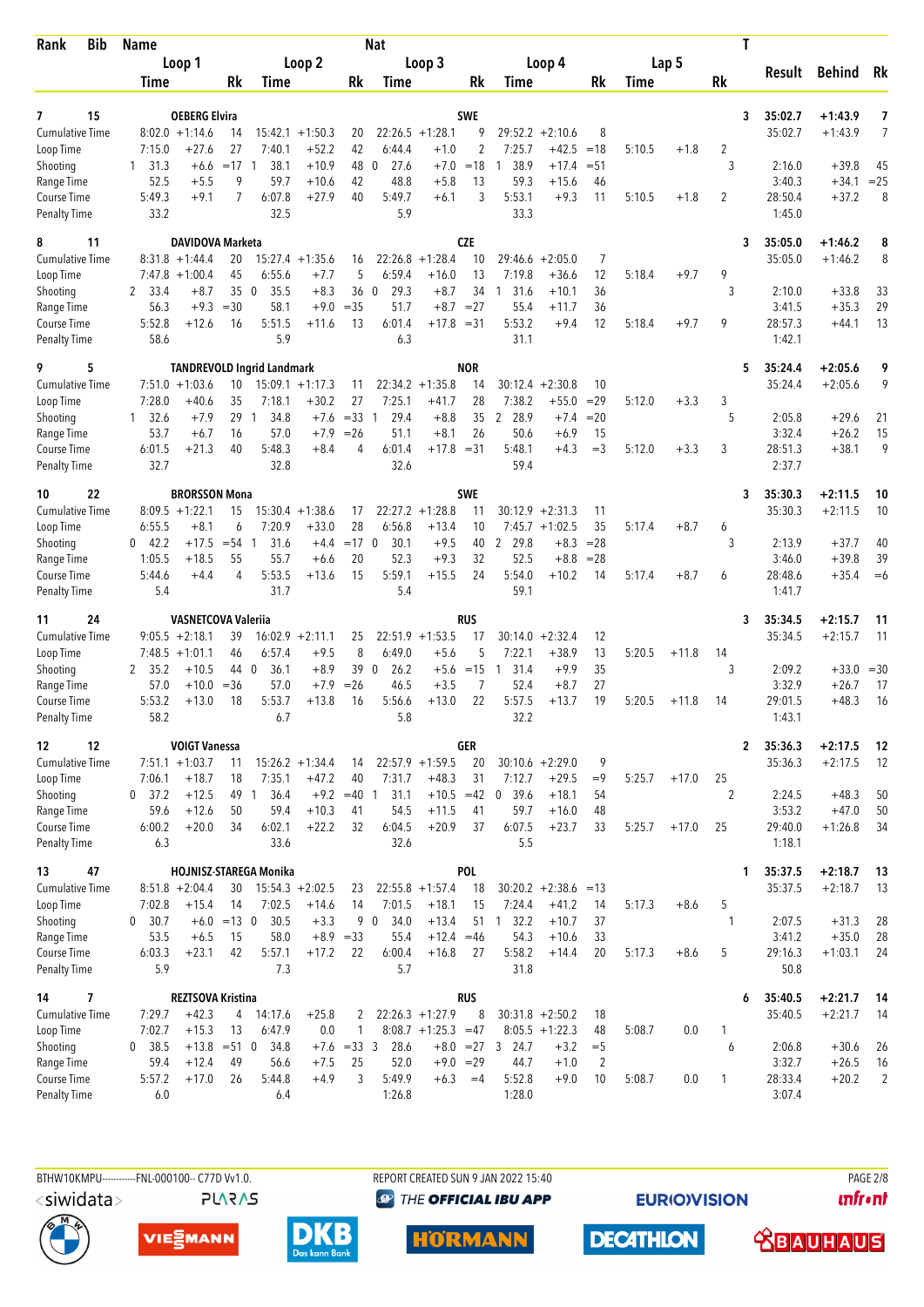| Rank | Bib | Name | | | | | | Nat | | | | | | | | | T | Result | Behind | Rk |
|---|---|---|---|---|---|---|---|---|---|---|---|---|---|---|---|---|---|---|---|---|
| | | Loop 1 | | | Loop 2 | | | Loop 3 | | | Loop 4 | | | Lap 5 | | | | | | |
| | | Time | | Rk | Time | | Rk | Time | | Rk | Time | | Rk | Time | | Rk | | | | |
| **7** | **15** | **OEBERG Elvira** | | | | | | **SWE** | | | | | | | | | **3** | **35:02.7** | **+1:43.9** | **7** |
| Cumulative Time | | 8:02.0 | +1:14.6 | 14 | 15:42.1 | +1:50.3 | 20 | 22:26.5 | +1:28.1 | 9 | 29:52.2 | +2:10.6 | 8 | | | | | 35:02.7 | +1:43.9 | 7 |
| Loop Time | | 7:15.0 | +27.6 | 27 | 7:40.1 | +52.2 | 42 | 6:44.4 | +1.0 | 2 | 7:25.7 | +42.5 | =18 | 5:10.5 | +1.8 | 2 | | | | |
| Shooting | | 1 31.3 | +6.6 | =17 | 1 38.1 | +10.9 | 48 | 0 27.6 | +7.0 | =18 | 1 38.9 | +17.4 | =51 | | | | 3 | 2:16.0 | +39.8 | 45 |
| Range Time | | 52.5 | +5.5 | 9 | 59.7 | +10.6 | 42 | 48.8 | +5.8 | 13 | 59.3 | +15.6 | 46 | | | | | 3:40.3 | +34.1 | =25 |
| Course Time | | 5:49.3 | +9.1 | 7 | 6:07.8 | +27.9 | 40 | 5:49.7 | +6.1 | 3 | 5:53.1 | +9.3 | 11 | 5:10.5 | +1.8 | 2 | | 28:50.4 | +37.2 | 8 |
| Penalty Time | | 33.2 | | | 32.5 | | | 5.9 | | | 33.3 | | | | | | | 1:45.0 | | |
| **8** | **11** | **DAVIDOVA Marketa** | | | | | | **CZE** | | | | | | | | | **3** | **35:05.0** | **+1:46.2** | **8** |
| Cumulative Time | | 8:31.8 | +1:44.4 | 20 | 15:27.4 | +1:35.6 | 16 | 22:26.8 | +1:28.4 | 10 | 29:46.6 | +2:05.0 | 7 | | | | | 35:05.0 | +1:46.2 | 8 |
| Loop Time | | 7:47.8 | +1:00.4 | 45 | 6:55.6 | +7.7 | 5 | 6:59.4 | +16.0 | 13 | 7:19.8 | +36.6 | 12 | 5:18.4 | +9.7 | 9 | | | | |
| Shooting | | 2 33.4 | +8.7 | 35 | 0 35.5 | +8.3 | 36 | 0 29.3 | +8.7 | 34 | 1 31.6 | +10.1 | 36 | | | | 3 | 2:10.0 | +33.8 | 33 |
| Range Time | | 56.3 | +9.3 | =30 | 58.1 | +9.0 | =35 | 51.7 | +8.7 | =27 | 55.4 | +11.7 | 36 | | | | | 3:41.5 | +35.3 | 29 |
| Course Time | | 5:52.8 | +12.6 | 16 | 5:51.5 | +11.6 | 13 | 6:01.4 | +17.8 | =31 | 5:53.2 | +9.4 | 12 | 5:18.4 | +9.7 | 9 | | 28:57.3 | +44.1 | 13 |
| Penalty Time | | 58.6 | | | 5.9 | | | 6.3 | | | 31.1 | | | | | | | 1:42.1 | | |
| **9** | **5** | **TANDREVOLD Ingrid Landmark** | | | | | | **NOR** | | | | | | | | | **5** | **35:24.4** | **+2:05.6** | **9** |
| Cumulative Time | | 7:51.0 | +1:03.6 | 10 | 15:09.1 | +1:17.3 | 11 | 22:34.2 | +1:35.8 | 14 | 30:12.4 | +2:30.8 | 10 | | | | | 35:24.4 | +2:05.6 | 9 |
| Loop Time | | 7:28.0 | +40.6 | 35 | 7:18.1 | +30.2 | 27 | 7:25.1 | +41.7 | 28 | 7:38.2 | +55.0 | =29 | 5:12.0 | +3.3 | 3 | | | | |
| Shooting | | 1 32.6 | +7.9 | 29 | 1 34.8 | +7.6 | =33 | 1 29.4 | +8.8 | 35 | 2 28.9 | +7.4 | =20 | | | | 5 | 2:05.8 | +29.6 | 21 |
| Range Time | | 53.7 | +6.7 | 16 | 57.0 | +7.9 | =26 | 51.1 | +8.1 | 26 | 50.6 | +6.9 | 15 | | | | | 3:32.4 | +26.2 | 15 |
| Course Time | | 6:01.5 | +21.3 | 40 | 5:48.3 | +8.4 | 4 | 6:01.4 | +17.8 | =31 | 5:48.1 | +4.3 | =3 | 5:12.0 | +3.3 | 3 | | 28:51.3 | +38.1 | 9 |
| Penalty Time | | 32.7 | | | 32.8 | | | 32.6 | | | 59.4 | | | | | | | 2:37.7 | | |
| **10** | **22** | **BRORSSON Mona** | | | | | | **SWE** | | | | | | | | | **3** | **35:30.3** | **+2:11.5** | **10** |
| Cumulative Time | | 8:09.5 | +1:22.1 | 15 | 15:30.4 | +1:38.6 | 17 | 22:27.2 | +1:28.8 | 11 | 30:12.9 | +2:31.3 | 11 | | | | | 35:30.3 | +2:11.5 | 10 |
| Loop Time | | 6:55.5 | +8.1 | 6 | 7:20.9 | +33.0 | 28 | 6:56.8 | +13.4 | 10 | 7:45.7 | +1:02.5 | 35 | 5:17.4 | +8.7 | 6 | | | | |
| Shooting | | 0 42.2 | +17.5 | =54 | 1 31.6 | +4.4 | =17 | 0 30.1 | +9.5 | 40 | 2 29.8 | +8.3 | =28 | | | | 3 | 2:13.9 | +37.7 | 40 |
| Range Time | | 1:05.5 | +18.5 | 55 | 55.7 | +6.6 | 20 | 52.3 | +9.3 | 32 | 52.5 | +8.8 | =28 | | | | | 3:46.0 | +39.8 | 39 |
| Course Time | | 5:44.6 | +4.4 | 4 | 5:53.5 | +13.6 | 15 | 5:59.1 | +15.5 | 24 | 5:54.0 | +10.2 | 14 | 5:17.4 | +8.7 | 6 | | 28:48.6 | +35.4 | =6 |
| Penalty Time | | 5.4 | | | 31.7 | | | 5.4 | | | 59.1 | | | | | | | 1:41.7 | | |
| **11** | **24** | **VASNETCOVA Valeriia** | | | | | | **RUS** | | | | | | | | | **3** | **35:34.5** | **+2:15.7** | **11** |
| Cumulative Time | | 9:05.5 | +2:18.1 | 39 | 16:02.9 | +2:11.1 | 25 | 22:51.9 | +1:53.5 | 17 | 30:14.0 | +2:32.4 | 12 | | | | | 35:34.5 | +2:15.7 | 11 |
| Loop Time | | 7:48.5 | +1:01.1 | 46 | 6:57.4 | +9.5 | 8 | 6:49.0 | +5.6 | 5 | 7:22.1 | +38.9 | 13 | 5:20.5 | +11.8 | 14 | | | | |
| Shooting | | 2 35.2 | +10.5 | 44 | 0 36.1 | +8.9 | 39 | 0 26.2 | +5.6 | =15 | 1 31.4 | +9.9 | 35 | | | | 3 | 2:09.2 | +33.0 | =30 |
| Range Time | | 57.0 | +10.0 | =36 | 57.0 | +7.9 | =26 | 46.5 | +3.5 | 7 | 52.4 | +8.7 | 27 | | | | | 3:32.9 | +26.7 | 17 |
| Course Time | | 5:53.2 | +13.0 | 18 | 5:53.7 | +13.8 | 16 | 5:56.6 | +13.0 | 22 | 5:57.5 | +13.7 | 19 | 5:20.5 | +11.8 | 14 | | 29:01.5 | +48.3 | 16 |
| Penalty Time | | 58.2 | | | 6.7 | | | 5.8 | | | 32.2 | | | | | | | 1:43.1 | | |
| **12** | **12** | **VOIGT Vanessa** | | | | | | **GER** | | | | | | | | | **2** | **35:36.3** | **+2:17.5** | **12** |
| Cumulative Time | | 7:51.1 | +1:03.7 | 11 | 15:26.2 | +1:34.4 | 14 | 22:57.9 | +1:59.5 | 20 | 30:10.6 | +2:29.0 | 9 | | | | | 35:36.3 | +2:17.5 | 12 |
| Loop Time | | 7:06.1 | +18.7 | 18 | 7:35.1 | +47.2 | 40 | 7:31.7 | +48.3 | 31 | 7:12.7 | +29.5 | =9 | 5:25.7 | +17.0 | 25 | | | | |
| Shooting | | 0 37.2 | +12.5 | 49 | 1 36.4 | +9.2 | =40 | 1 31.1 | +10.5 | =42 | 0 39.6 | +18.1 | 54 | | | | 2 | 2:24.5 | +48.3 | 50 |
| Range Time | | 59.6 | +12.6 | 50 | 59.4 | +10.3 | 41 | 54.5 | +11.5 | 41 | 59.7 | +16.0 | 48 | | | | | 3:53.2 | +47.0 | 50 |
| Course Time | | 6:00.2 | +20.0 | 34 | 6:02.1 | +22.2 | 32 | 6:04.5 | +20.9 | 37 | 6:07.5 | +23.7 | 33 | 5:25.7 | +17.0 | 25 | | 29:40.0 | +1:26.8 | 34 |
| Penalty Time | | 6.3 | | | 33.6 | | | 32.6 | | | 5.5 | | | | | | | 1:18.1 | | |
| **13** | **47** | **HOJNISZ-STAREGA Monika** | | | | | | **POL** | | | | | | | | | **1** | **35:37.5** | **+2:18.7** | **13** |
| Cumulative Time | | 8:51.8 | +2:04.4 | 30 | 15:54.3 | +2:02.5 | 23 | 22:55.8 | +1:57.4 | 18 | 30:20.2 | +2:38.6 | =13 | | | | | 35:37.5 | +2:18.7 | 13 |
| Loop Time | | 7:02.8 | +15.4 | 14 | 7:02.5 | +14.6 | 14 | 7:01.5 | +18.1 | 15 | 7:24.4 | +41.2 | 14 | 5:17.3 | +8.6 | 5 | | | | |
| Shooting | | 0 30.7 | +6.0 | =13 | 0 30.5 | +3.3 | 9 | 0 34.0 | +13.4 | 51 | 1 32.2 | +10.7 | 37 | | | | 1 | 2:07.5 | +31.3 | 28 |
| Range Time | | 53.5 | +6.5 | 15 | 58.0 | +8.9 | =33 | 55.4 | +12.4 | =46 | 54.3 | +10.6 | 33 | | | | | 3:41.2 | +35.0 | 28 |
| Course Time | | 6:03.3 | +23.1 | 42 | 5:57.1 | +17.2 | 22 | 6:00.4 | +16.8 | 27 | 5:58.2 | +14.4 | 20 | 5:17.3 | +8.6 | 5 | | 29:16.3 | +1:03.1 | 24 |
| Penalty Time | | 5.9 | | | 7.3 | | | 5.7 | | | 31.8 | | | | | | | 50.8 | | |
| **14** | **7** | **REZTSOVA Kristina** | | | | | | **RUS** | | | | | | | | | **6** | **35:40.5** | **+2:21.7** | **14** |
| Cumulative Time | | 7:29.7 | +42.3 | 4 | 14:17.6 | +25.8 | 2 | 22:26.3 | +1:27.9 | 8 | 30:31.8 | +2:50.2 | 18 | | | | | 35:40.5 | +2:21.7 | 14 |
| Loop Time | | 7:02.7 | +15.3 | 13 | 6:47.9 | 0.0 | 1 | 8:08.7 | +1:25.3 | =47 | 8:05.5 | +1:22.3 | 48 | 5:08.7 | 0.0 | 1 | | | | |
| Shooting | | 0 38.5 | +13.8 | =51 | 0 34.8 | +7.6 | =33 | 3 28.6 | +8.0 | =27 | 3 24.7 | +3.2 | =5 | | | | 6 | 2:06.8 | +30.6 | 26 |
| Range Time | | 59.4 | +12.4 | 49 | 56.6 | +7.5 | 25 | 52.0 | +9.0 | =29 | 44.7 | +1.0 | 2 | | | | | 3:32.7 | +26.5 | 16 |
| Course Time | | 5:57.2 | +17.0 | 26 | 5:44.8 | +4.9 | 3 | 5:49.9 | +6.3 | =4 | 5:52.8 | +9.0 | 10 | 5:08.7 | 0.0 | 1 | | 28:33.4 | +20.2 | 2 |
| Penalty Time | | 6.0 | | | 6.4 | | | 1:26.8 | | | 1:28.0 | | | | | | | 3:07.4 | | |

BTHW10KMPU-----------FNL-000100-- C77D Vv1.0. REPORT CREATED SUN 9 JAN 2022 15:40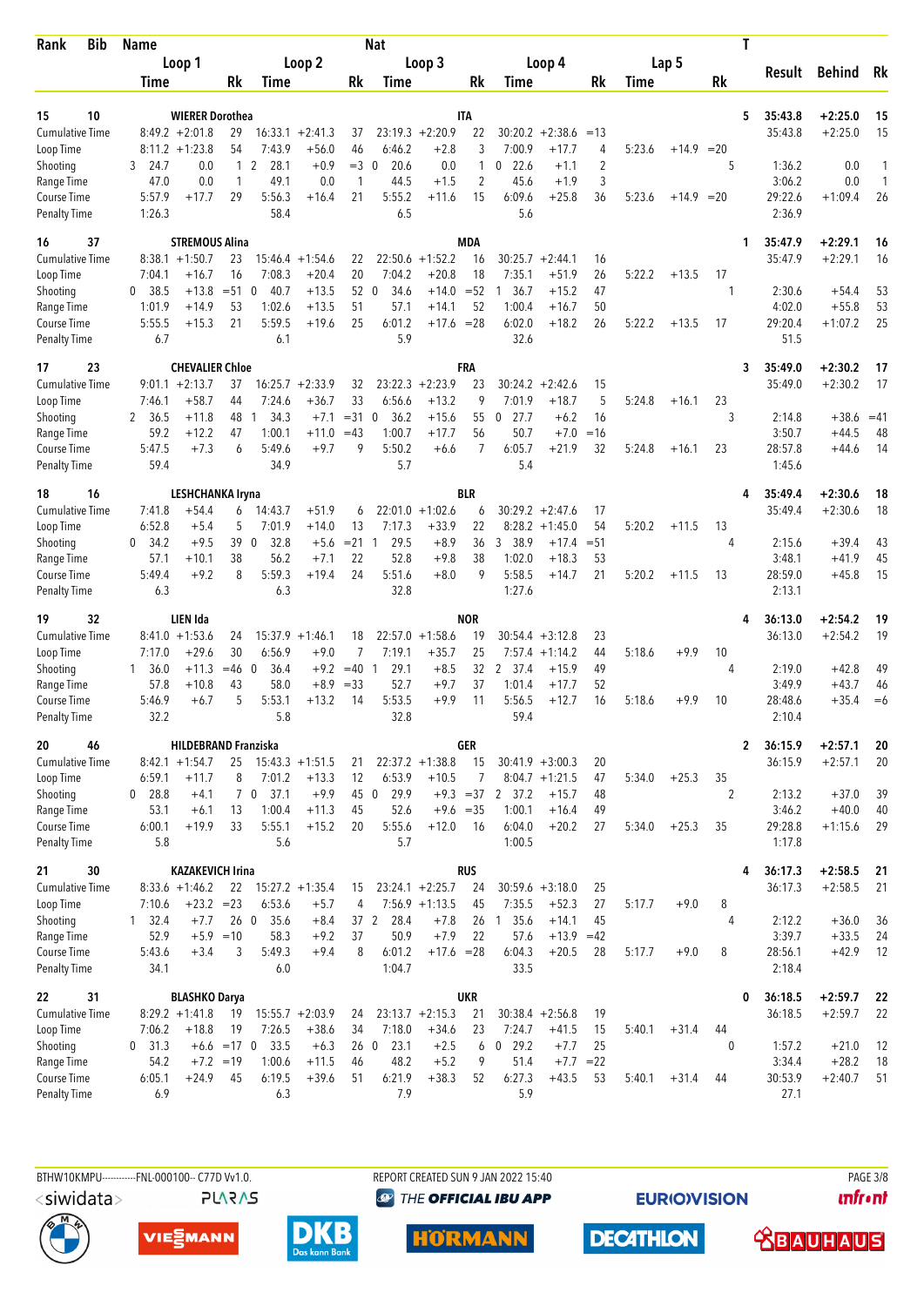| Rank | Bib | Name | | | | | | Nat | | | | | | | | | T | Result | Behind | Rk |
|---|---|---|---|---|---|---|---|---|---|---|---|---|---|---|---|---|---|---|---|---|
| | | Loop 1 | | | Loop 2 | | | Loop 3 | | | Loop 4 | | | Lap 5 | | | | | | |
| | | Time | | Rk | Time | | Rk | Time | | Rk | Time | | Rk | Time | | Rk | | | | |
| 15 | 10 | WIERER Dorothea | | | | | | ITA | | | | | | | | | 5 | 35:43.8 | +2:25.0 | 15 |
| Cumulative Time | | 8:49.2 | +2:01.8 | 29 | 16:33.1 | +2:41.3 | 37 | 23:19.3 | +2:20.9 | 22 | 30:20.2 | +2:38.6 | =13 | | | | | 35:43.8 | +2:25.0 | 15 |
| Loop Time | | 8:11.2 | +1:23.8 | 54 | 7:43.9 | +56.0 | 46 | 6:46.2 | +2.8 | 3 | 7:00.9 | +17.7 | 4 | 5:23.6 | +14.9 | =20 | | | | |
| Shooting | | 3 24.7 | 0.0 | 1 | 2 28.1 | +0.9 | =3 | 0 20.6 | 0.0 | 1 | 0 22.6 | +1.1 | 2 | | | | 5 | 1:36.2 | 0.0 | 1 |
| Range Time | | 47.0 | 0.0 | 1 | 49.1 | 0.0 | 1 | 44.5 | +1.5 | 2 | 45.6 | +1.9 | 3 | | | | | 3:06.2 | 0.0 | 1 |
| Course Time | | 5:57.9 | +17.7 | 29 | 5:56.3 | +16.4 | 21 | 5:55.2 | +11.6 | 15 | 6:09.6 | +25.8 | 36 | 5:23.6 | +14.9 | =20 | | 29:22.6 | +1:09.4 | 26 |
| Penalty Time | | 1:26.3 | | | 58.4 | | | 6.5 | | | 5.6 | | | | | | | 2:36.9 | | |
| 16 | 37 | STREMOUS Alina | | | | | | MDA | | | | | | | | | 1 | 35:47.9 | +2:29.1 | 16 |
| Cumulative Time | | 8:38.1 | +1:50.7 | 23 | 15:46.4 | +1:54.6 | 22 | 22:50.6 | +1:52.2 | 16 | 30:25.7 | +2:44.1 | 16 | | | | | 35:47.9 | +2:29.1 | 16 |
| Loop Time | | 7:04.1 | +16.7 | 16 | 7:08.3 | +20.4 | 20 | 7:04.2 | +20.8 | 18 | 7:35.1 | +51.9 | 26 | 5:22.2 | +13.5 | 17 | | | | |
| Shooting | | 0 38.5 | +13.8 | =51 | 0 40.7 | +13.5 | 52 | 0 34.6 | +14.0 | =52 | 1 36.7 | +15.2 | 47 | | | | 1 | 2:30.6 | +54.4 | 53 |
| Range Time | | 1:01.9 | +14.9 | 53 | 1:02.6 | +13.5 | 51 | 57.1 | +14.1 | 52 | 1:00.4 | +16.7 | 50 | | | | | 4:02.0 | +55.8 | 53 |
| Course Time | | 5:55.5 | +15.3 | 21 | 5:59.5 | +19.6 | 25 | 6:01.2 | +17.6 | =28 | 6:02.0 | +18.2 | 26 | 5:22.2 | +13.5 | 17 | | 29:20.4 | +1:07.2 | 25 |
| Penalty Time | | 6.7 | | | 6.1 | | | 5.9 | | | 32.6 | | | | | | | 51.5 | | |
| 17 | 23 | CHEVALIER Chloe | | | | | | FRA | | | | | | | | | 3 | 35:49.0 | +2:30.2 | 17 |
| Cumulative Time | | 9:01.1 | +2:13.7 | 37 | 16:25.7 | +2:33.9 | 32 | 23:22.3 | +2:23.9 | 23 | 30:24.2 | +2:42.6 | 15 | | | | | 35:49.0 | +2:30.2 | 17 |
| Loop Time | | 7:46.1 | +58.7 | 44 | 7:24.6 | +36.7 | 33 | 6:56.6 | +13.2 | 9 | 7:01.9 | +18.7 | 5 | 5:24.8 | +16.1 | 23 | | | | |
| Shooting | | 2 36.5 | +11.8 | 48 | 1 34.3 | +7.1 | =31 | 0 36.2 | +15.6 | 55 | 0 27.7 | +6.2 | 16 | | | | 3 | 2:14.8 | +38.6 | =41 |
| Range Time | | 59.2 | +12.2 | 47 | 1:00.1 | +11.0 | =43 | 1:00.7 | +17.7 | 56 | 50.7 | +7.0 | =16 | | | | | 3:50.7 | +44.5 | 48 |
| Course Time | | 5:47.5 | +7.3 | 6 | 5:49.6 | +9.7 | 9 | 5:50.2 | +6.6 | 7 | 6:05.7 | +21.9 | 32 | 5:24.8 | +16.1 | 23 | | 28:57.8 | +44.6 | 14 |
| Penalty Time | | 59.4 | | | 34.9 | | | 5.7 | | | 5.4 | | | | | | | 1:45.6 | | |
| 18 | 16 | LESHCHANKA Iryna | | | | | | BLR | | | | | | | | | 4 | 35:49.4 | +2:30.6 | 18 |
| Cumulative Time | | 7:41.8 | +54.4 | 6 | 14:43.7 | +51.9 | 6 | 22:01.0 | +1:02.6 | 6 | 30:29.2 | +2:47.6 | 17 | | | | | 35:49.4 | +2:30.6 | 18 |
| Loop Time | | 6:52.8 | +5.4 | 5 | 7:01.9 | +14.0 | 13 | 7:17.3 | +33.9 | 22 | 8:28.2 | +1:45.0 | 54 | 5:20.2 | +11.5 | 13 | | | | |
| Shooting | | 0 34.2 | +9.5 | 39 | 0 32.8 | +5.6 | =21 | 1 29.5 | +8.9 | 36 | 3 38.9 | +17.4 | =51 | | | | 4 | 2:15.6 | +39.4 | 43 |
| Range Time | | 57.1 | +10.1 | 38 | 56.2 | +7.1 | 22 | 52.8 | +9.8 | 38 | 1:02.0 | +18.3 | 53 | | | | | 3:48.1 | +41.9 | 45 |
| Course Time | | 5:49.4 | +9.2 | 8 | 5:59.3 | +19.4 | 24 | 5:51.6 | +8.0 | 9 | 5:58.5 | +14.7 | 21 | 5:20.2 | +11.5 | 13 | | 28:59.0 | +45.8 | 15 |
| Penalty Time | | 6.3 | | | 6.3 | | | 32.8 | | | 1:27.6 | | | | | | | 2:13.1 | | |
| 19 | 32 | LIEN Ida | | | | | | NOR | | | | | | | | | 4 | 36:13.0 | +2:54.2 | 19 |
| Cumulative Time | | 8:41.0 | +1:53.6 | 24 | 15:37.9 | +1:46.1 | 18 | 22:57.0 | +1:58.6 | 19 | 30:54.4 | +3:12.8 | 23 | | | | | 36:13.0 | +2:54.2 | 19 |
| Loop Time | | 7:17.0 | +29.6 | 30 | 6:56.9 | +9.0 | 7 | 7:19.1 | +35.7 | 25 | 7:57.4 | +1:14.2 | 44 | 5:18.6 | +9.9 | 10 | | | | |
| Shooting | | 1 36.0 | +11.3 | =46 | 0 36.4 | +9.2 | =40 | 1 29.1 | +8.5 | 32 | 2 37.4 | +15.9 | 49 | | | | 4 | 2:19.0 | +42.8 | 49 |
| Range Time | | 57.8 | +10.8 | 43 | 58.0 | +8.9 | =33 | 52.7 | +9.7 | 37 | 1:01.4 | +17.7 | 52 | | | | | 3:49.9 | +43.7 | 46 |
| Course Time | | 5:46.9 | +6.7 | 5 | 5:53.1 | +13.2 | 14 | 5:53.5 | +9.9 | 11 | 5:56.5 | +12.7 | 16 | 5:18.6 | +9.9 | 10 | | 28:48.6 | +35.4 | =6 |
| Penalty Time | | 32.2 | | | 5.8 | | | 32.8 | | | 59.4 | | | | | | | 2:10.4 | | |
| 20 | 46 | HILDEBRAND Franziska | | | | | | GER | | | | | | | | | 2 | 36:15.9 | +2:57.1 | 20 |
| Cumulative Time | | 8:42.1 | +1:54.7 | 25 | 15:43.3 | +1:51.5 | 21 | 22:37.2 | +1:38.8 | 15 | 30:41.9 | +3:00.3 | 20 | | | | | 36:15.9 | +2:57.1 | 20 |
| Loop Time | | 6:59.1 | +11.7 | 8 | 7:01.2 | +13.3 | 12 | 6:53.9 | +10.5 | 7 | 8:04.7 | +1:21.5 | 47 | 5:34.0 | +25.3 | 35 | | | | |
| Shooting | | 0 28.8 | +4.1 | 7 | 0 37.1 | +9.9 | 45 | 0 29.9 | +9.3 | =37 | 2 37.2 | +15.7 | 48 | | | | 2 | 2:13.2 | +37.0 | 39 |
| Range Time | | 53.1 | +6.1 | 13 | 1:00.4 | +11.3 | 45 | 52.6 | +9.6 | =35 | 1:00.1 | +16.4 | 49 | | | | | 3:46.2 | +40.0 | 40 |
| Course Time | | 6:00.1 | +19.9 | 33 | 5:55.1 | +15.2 | 20 | 5:55.6 | +12.0 | 16 | 6:04.0 | +20.2 | 27 | 5:34.0 | +25.3 | 35 | | 29:28.8 | +1:15.6 | 29 |
| Penalty Time | | 5.8 | | | 5.6 | | | 5.7 | | | 1:00.5 | | | | | | | 1:17.8 | | |
| 21 | 30 | KAZAKEVICH Irina | | | | | | RUS | | | | | | | | | 4 | 36:17.3 | +2:58.5 | 21 |
| Cumulative Time | | 8:33.6 | +1:46.2 | 22 | 15:27.2 | +1:35.4 | 15 | 23:24.1 | +2:25.7 | 24 | 30:59.6 | +3:18.0 | 25 | | | | | 36:17.3 | +2:58.5 | 21 |
| Loop Time | | 7:10.6 | +23.2 | =23 | 6:53.6 | +5.7 | 4 | 7:56.9 | +1:13.5 | 45 | 7:35.5 | +52.3 | 27 | 5:17.7 | +9.0 | 8 | | | | |
| Shooting | | 1 32.4 | +7.7 | 26 | 0 35.6 | +8.4 | 37 | 2 28.4 | +7.8 | 26 | 1 35.6 | +14.1 | 45 | | | | 4 | 2:12.2 | +36.0 | 36 |
| Range Time | | 52.9 | +5.9 | =10 | 58.3 | +9.2 | 37 | 50.9 | +7.9 | 22 | 57.6 | +13.9 | =42 | | | | | 3:39.7 | +33.5 | 24 |
| Course Time | | 5:43.6 | +3.4 | 3 | 5:49.3 | +9.4 | 8 | 6:01.2 | +17.6 | =28 | 6:04.3 | +20.5 | 28 | 5:17.7 | +9.0 | 8 | | 28:56.1 | +42.9 | 12 |
| Penalty Time | | 34.1 | | | 6.0 | | | 1:04.7 | | | 33.5 | | | | | | | 2:18.4 | | |
| 22 | 31 | BLASHKO Darya | | | | | | UKR | | | | | | | | | 0 | 36:18.5 | +2:59.7 | 22 |
| Cumulative Time | | 8:29.2 | +1:41.8 | 19 | 15:55.7 | +2:03.9 | 24 | 23:13.7 | +2:15.3 | 21 | 30:38.4 | +2:56.8 | 19 | | | | | 36:18.5 | +2:59.7 | 22 |
| Loop Time | | 7:06.2 | +18.8 | 19 | 7:26.5 | +38.6 | 34 | 7:18.0 | +34.6 | 23 | 7:24.7 | +41.5 | 15 | 5:40.1 | +31.4 | 44 | | | | |
| Shooting | | 0 31.3 | +6.6 | =17 | 0 33.5 | +6.3 | 26 | 0 23.1 | +2.5 | 6 | 0 29.2 | +7.7 | 25 | | | | 0 | 1:57.2 | +21.0 | 12 |
| Range Time | | 54.2 | +7.2 | =19 | 1:00.6 | +11.5 | 46 | 48.2 | +5.2 | 9 | 51.4 | +7.7 | =22 | | | | | 3:34.4 | +28.2 | 18 |
| Course Time | | 6:05.1 | +24.9 | 45 | 6:19.5 | +39.6 | 51 | 6:21.9 | +38.3 | 52 | 6:27.3 | +43.5 | 53 | 5:40.1 | +31.4 | 44 | | 30:53.9 | +2:40.7 | 51 |
| Penalty Time | | 6.9 | | | 6.3 | | | 7.9 | | | 5.9 | | | | | | | 27.1 | | |

BTHW10KMPU-----------FNL-000100-- C77D Vv1.0. REPORT CREATED SUN 9 JAN 2022 15:40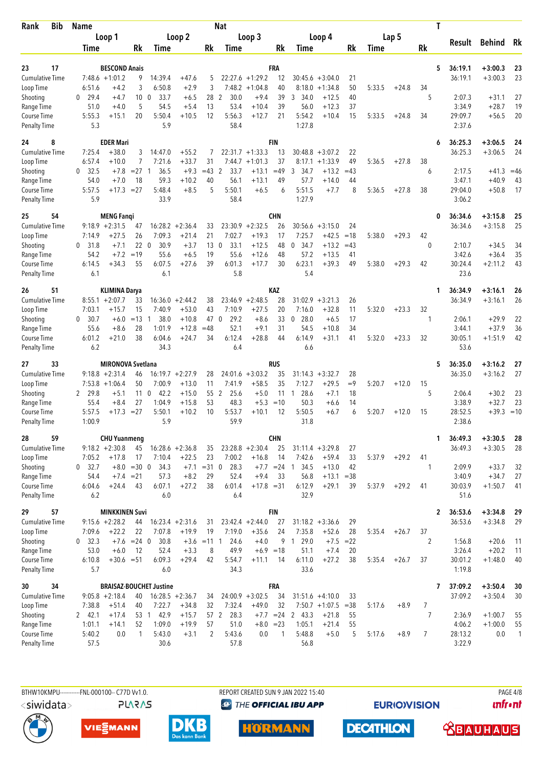| Rank | Bib | Name | | | Nat | | | | | | | T | Result | Behind | Rk |
|---|---|---|---|---|---|---|---|---|---|---|---|---|---|---|---|
| | | Loop 1 | | Loop 2 | | Loop 3 | | Loop 4 | | Lap 5 | | | | | |
| | | Time | Rk | Time | Rk | Time | Rk | Time | Rk | Time | Rk | | | | |
| 23 | 17 | BESCOND Anais | | | FRA | | | | | | | 5 | 36:19.1 | +3:00.3 | 23 |
| Cumulative Time | | 7:48.6 +1:01.2 | 9 | 14:39.4 +47.6 | 5 | 22:27.6 +1:29.2 | 12 | 30:45.6 +3:04.0 | 21 | | | | 36:19.1 | +3:00.3 | 23 |
| Loop Time | | 6:51.6 +4.2 | 3 | 6:50.8 +2.9 | 3 | 7:48.2 +1:04.8 | 40 | 8:18.0 +1:34.8 | 50 | 5:33.5 +24.8 | 34 | | | | |
| Shooting | | 0 29.4 +4.7 | 10 | 0 33.7 +6.5 | 28 | 2 30.0 +9.4 | 39 | 3 34.0 +12.5 | 40 | | | 5 | 2:07.3 | +31.1 | 27 |
| Range Time | | 51.0 +4.0 | 5 | 54.5 +5.4 | 13 | 53.4 +10.4 | 39 | 56.0 +12.3 | 37 | | | | 3:34.9 | +28.7 | 19 |
| Course Time | | 5:55.3 +15.1 | 20 | 5:50.4 +10.5 | 12 | 5:56.3 +12.7 | 21 | 5:54.2 +10.4 | 15 | 5:33.5 +24.8 | 34 | | 29:09.7 | +56.5 | 20 |
| Penalty Time | | 5.3 | | 5.9 | | 58.4 | | 1:27.8 | | | | | 2:37.6 | | |
| 24 | 8 | EDER Mari | | | FIN | | | | | | | 6 | 36:25.3 | +3:06.5 | 24 |
| Cumulative Time | | 7:25.4 +38.0 | 3 | 14:47.0 +55.2 | 7 | 22:31.7 +1:33.3 | 13 | 30:48.8 +3:07.2 | 22 | | | | 36:25.3 | +3:06.5 | 24 |
| Loop Time | | 6:57.4 +10.0 | 7 | 7:21.6 +33.7 | 31 | 7:44.7 +1:01.3 | 37 | 8:17.1 +1:33.9 | 49 | 5:36.5 +27.8 | 38 | | | | |
| Shooting | | 0 32.5 +7.8 | =27 | 1 36.5 +9.3 | =43 | 2 33.7 +13.1 | =49 | 3 34.7 +13.2 | =43 | | | 6 | 2:17.5 | +41.3 | =46 |
| Range Time | | 54.0 +7.0 | 18 | 59.3 +10.2 | 40 | 56.1 +13.1 | 49 | 57.7 +14.0 | 44 | | | | 3:47.1 | +40.9 | 43 |
| Course Time | | 5:57.5 +17.3 | =27 | 5:48.4 +8.5 | 5 | 5:50.1 +6.5 | 6 | 5:51.5 +7.7 | 8 | 5:36.5 +27.8 | 38 | | 29:04.0 | +50.8 | 17 |
| Penalty Time | | 5.9 | | 33.9 | | 58.4 | | 1:27.9 | | | | | 3:06.2 | | |
| 25 | 54 | MENG Fanqi | | | CHN | | | | | | | 0 | 36:34.6 | +3:15.8 | 25 |
| Cumulative Time | | 9:18.9 +2:31.5 | 47 | 16:28.2 +2:36.4 | 33 | 23:30.9 +2:32.5 | 26 | 30:56.6 +3:15.0 | 24 | | | | 36:34.6 | +3:15.8 | 25 |
| Loop Time | | 7:14.9 +27.5 | 26 | 7:09.3 +21.4 | 21 | 7:02.7 +19.3 | 17 | 7:25.7 +42.5 | =18 | 5:38.0 +29.3 | 42 | | | | |
| Shooting | | 0 31.8 +7.1 | 22 | 0 30.9 +3.7 | 13 | 0 33.1 +12.5 | 48 | 0 34.7 +13.2 | =43 | | | 0 | 2:10.7 | +34.5 | 34 |
| Range Time | | 54.2 +7.2 | =19 | 55.6 +6.5 | 19 | 55.6 +12.6 | 48 | 57.2 +13.5 | 41 | | | | 3:42.6 | +36.4 | 35 |
| Course Time | | 6:14.5 +34.3 | 55 | 6:07.5 +27.6 | 39 | 6:01.3 +17.7 | 30 | 6:23.1 +39.3 | 49 | 5:38.0 +29.3 | 42 | | 30:24.4 | +2:11.2 | 43 |
| Penalty Time | | 6.1 | | 6.1 | | 5.8 | | 5.4 | | | | | 23.6 | | |
| 26 | 51 | KLIMINA Darya | | | KAZ | | | | | | | 1 | 36:34.9 | +3:16.1 | 26 |
| Cumulative Time | | 8:55.1 +2:07.7 | 33 | 16:36.0 +2:44.2 | 38 | 23:46.9 +2:48.5 | 28 | 31:02.9 +3:21.3 | 26 | | | | 36:34.9 | +3:16.1 | 26 |
| Loop Time | | 7:03.1 +15.7 | 15 | 7:40.9 +53.0 | 43 | 7:10.9 +27.5 | 20 | 7:16.0 +32.8 | 11 | 5:32.0 +23.3 | 32 | | | | |
| Shooting | | 0 30.7 +6.0 | =13 | 1 38.0 +10.8 | 47 | 0 29.2 +8.6 | 33 | 0 28.0 +6.5 | 17 | | | 1 | 2:06.1 | +29.9 | 22 |
| Range Time | | 55.6 +8.6 | 28 | 1:01.9 +12.8 | =48 | 52.1 +9.1 | 31 | 54.5 +10.8 | 34 | | | | 3:44.1 | +37.9 | 36 |
| Course Time | | 6:01.2 +21.0 | 38 | 6:04.6 +24.7 | 34 | 6:12.4 +28.8 | 44 | 6:14.9 +31.1 | 41 | 5:32.0 +23.3 | 32 | | 30:05.1 | +1:51.9 | 42 |
| Penalty Time | | 6.2 | | 34.3 | | 6.4 | | 6.6 | | | | | 53.6 | | |
| 27 | 33 | MIRONOVA Svetlana | | | RUS | | | | | | | 5 | 36:35.0 | +3:16.2 | 27 |
| Cumulative Time | | 9:18.8 +2:31.4 | 46 | 16:19.7 +2:27.9 | 28 | 24:01.6 +3:03.2 | 35 | 31:14.3 +3:32.7 | 28 | | | | 36:35.0 | +3:16.2 | 27 |
| Loop Time | | 7:53.8 +1:06.4 | 50 | 7:00.9 +13.0 | 11 | 7:41.9 +58.5 | 35 | 7:12.7 +29.5 | =9 | 5:20.7 +12.0 | 15 | | | | |
| Shooting | | 2 29.8 +5.1 | 11 | 0 42.2 +15.0 | 55 | 2 25.6 +5.0 | 11 | 1 28.6 +7.1 | 18 | | | 5 | 2:06.4 | +30.2 | 23 |
| Range Time | | 55.4 +8.4 | 27 | 1:04.9 +15.8 | 53 | 48.3 +5.3 | =10 | 50.3 +6.6 | 14 | | | | 3:38.9 | +32.7 | 23 |
| Course Time | | 5:57.5 +17.3 | =27 | 5:50.1 +10.2 | 10 | 5:53.7 +10.1 | 12 | 5:50.5 +6.7 | 6 | 5:20.7 +12.0 | 15 | | 28:52.5 | +39.3 | =10 |
| Penalty Time | | 1:00.9 | | 5.9 | | 59.9 | | 31.8 | | | | | 2:38.6 | | |
| 28 | 59 | CHU Yuanmeng | | | CHN | | | | | | | 1 | 36:49.3 | +3:30.5 | 28 |
| Cumulative Time | | 9:18.2 +2:30.8 | 45 | 16:28.6 +2:36.8 | 35 | 23:28.8 +2:30.4 | 25 | 31:11.4 +3:29.8 | 27 | | | | 36:49.3 | +3:30.5 | 28 |
| Loop Time | | 7:05.2 +17.8 | 17 | 7:10.4 +22.5 | 23 | 7:00.2 +16.8 | 14 | 7:42.6 +59.4 | 33 | 5:37.9 +29.2 | 41 | | | | |
| Shooting | | 0 32.7 +8.0 | =30 | 0 34.3 +7.1 | =31 | 0 28.3 +7.7 | =24 | 1 34.5 +13.0 | 42 | | | 1 | 2:09.9 | +33.7 | 32 |
| Range Time | | 54.4 +7.4 | =21 | 57.3 +8.2 | 29 | 52.4 +9.4 | 33 | 56.8 +13.1 | =38 | | | | 3:40.9 | +34.7 | 27 |
| Course Time | | 6:04.6 +24.4 | 43 | 6:07.1 +27.2 | 38 | 6:01.4 +17.8 | =31 | 6:12.9 +29.1 | 39 | 5:37.9 +29.2 | 41 | | 30:03.9 | +1:50.7 | 41 |
| Penalty Time | | 6.2 | | 6.0 | | 6.4 | | 32.9 | | | | | 51.6 | | |
| 29 | 57 | MINKKINEN Suvi | | | FIN | | | | | | | 2 | 36:53.6 | +3:34.8 | 29 |
| Cumulative Time | | 9:15.6 +2:28.2 | 44 | 16:23.4 +2:31.6 | 31 | 23:42.4 +2:44.0 | 27 | 31:18.2 +3:36.6 | 29 | | | | 36:53.6 | +3:34.8 | 29 |
| Loop Time | | 7:09.6 +22.2 | 22 | 7:07.8 +19.9 | 19 | 7:19.0 +35.6 | 24 | 7:35.8 +52.6 | 28 | 5:35.4 +26.7 | 37 | | | | |
| Shooting | | 0 32.3 +7.6 | =24 | 0 30.8 +3.6 | =11 | 1 24.6 +4.0 | 9 | 1 29.0 +7.5 | =22 | | | 2 | 1:56.8 | +20.6 | 11 |
| Range Time | | 53.0 +6.0 | 12 | 52.4 +3.3 | 8 | 49.9 +6.9 | =18 | 51.1 +7.4 | 20 | | | | 3:26.4 | +20.2 | 11 |
| Course Time | | 6:10.8 +30.6 | =51 | 6:09.3 +29.4 | 42 | 5:54.7 +11.1 | 14 | 6:11.0 +27.2 | 38 | 5:35.4 +26.7 | 37 | | 30:01.2 | +1:48.0 | 40 |
| Penalty Time | | 5.7 | | 6.0 | | 34.3 | | 33.6 | | | | | 1:19.8 | | |
| 30 | 34 | BRAISAZ-BOUCHET Justine | | | FRA | | | | | | | 7 | 37:09.2 | +3:50.4 | 30 |
| Cumulative Time | | 9:05.8 +2:18.4 | 40 | 16:28.5 +2:36.7 | 34 | 24:00.9 +3:02.5 | 34 | 31:51.6 +4:10.0 | 33 | | | | 37:09.2 | +3:50.4 | 30 |
| Loop Time | | 7:38.8 +51.4 | 40 | 7:22.7 +34.8 | 32 | 7:32.4 +49.0 | 32 | 7:50.7 +1:07.5 | =38 | 5:17.6 +8.9 | 7 | | | | |
| Shooting | | 2 42.1 +17.4 | 53 | 1 42.9 +15.7 | 57 | 2 28.3 +7.7 | =24 | 2 43.3 +21.8 | 55 | | | 7 | 2:36.9 | +1:00.7 | 55 |
| Range Time | | 1:01.1 +14.1 | 52 | 1:09.0 +19.9 | 57 | 51.0 +8.0 | =23 | 1:05.1 +21.4 | 55 | | | | 4:06.2 | +1:00.0 | 55 |
| Course Time | | 5:40.2 0.0 | 1 | 5:43.0 +3.1 | 2 | 5:43.6 0.0 | 1 | 5:48.8 +5.0 | 5 | 5:17.6 +8.9 | 7 | | 28:13.2 | 0.0 | 1 |
| Penalty Time | | 57.5 | | 30.6 | | 57.8 | | 56.8 | | | | | 3:22.9 | | |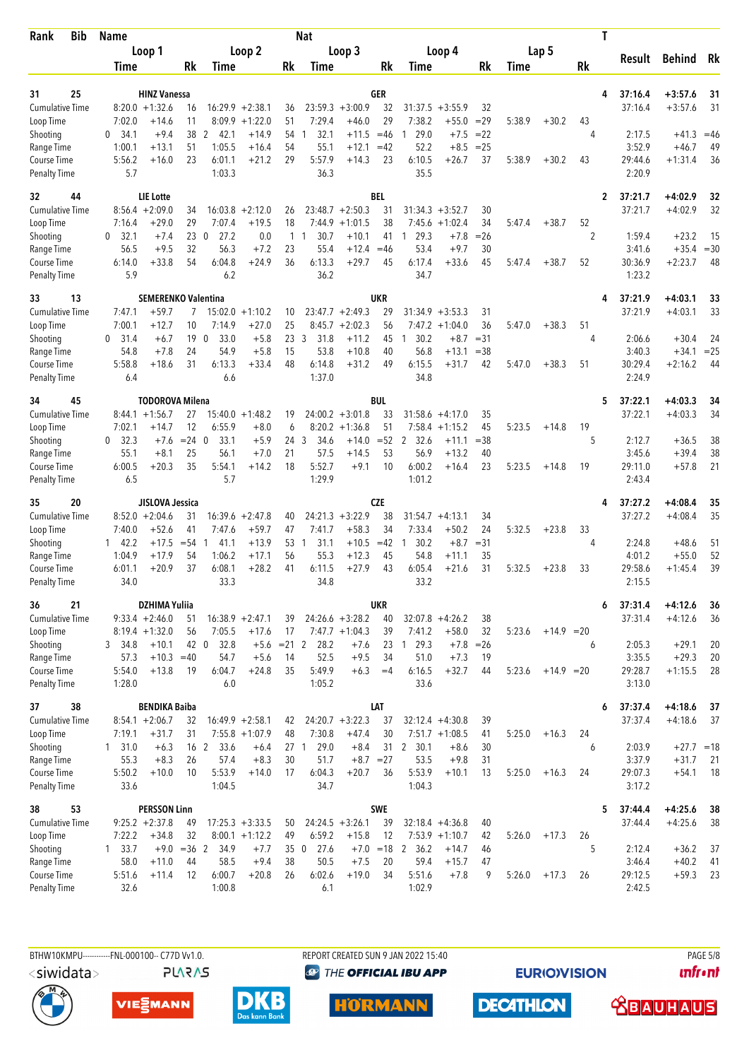| Rank | Bib | Name | | | | | | Nat | | | | | | | | | T | Result | Behind | Rk |
|---|---|---|---|---|---|---|---|---|---|---|---|---|---|---|---|---|---|---|---|---|
| | | Loop 1 | | | Loop 2 | | | Loop 3 | | | Loop 4 | | | Lap 5 | | | | | | |
| | | Time | | Rk | Time | | Rk | Time | | Rk | Time | | Rk | Time | | Rk | | | | |
| 31 | 25 | HINZ Vanessa | | | | | | GER | | | | | | | | | 4 | 37:16.4 | +3:57.6 | 31 |
| Cumulative Time | | 8:20.0 | +1:32.6 | 16 | 16:29.9 | +2:38.1 | 36 | 23:59.3 | +3:00.9 | 32 | 31:37.5 | +3:55.9 | 32 | | | | | 37:16.4 | +3:57.6 | 31 |
| Loop Time | | 7:02.0 | +14.6 | 11 | 8:09.9 | +1:22.0 | 51 | 7:29.4 | +46.0 | 29 | 7:38.2 | +55.0 | =29 | 5:38.9 | +30.2 | 43 | | | | |
| Shooting | | 0 34.1 | +9.4 | 38 | 2 42.1 | +14.9 | 54 | 1 32.1 | +11.5 | =46 | 1 29.0 | +7.5 | =22 | | | | 4 | 2:17.5 | +41.3 | =46 |
| Range Time | | 1:00.1 | +13.1 | 51 | 1:05.5 | +16.4 | 54 | 55.1 | +12.1 | =42 | 52.2 | +8.5 | =25 | | | | | 3:52.9 | +46.7 | 49 |
| Course Time | | 5:56.2 | +16.0 | 23 | 6:01.1 | +21.2 | 29 | 5:57.9 | +14.3 | 23 | 6:10.5 | +26.7 | 37 | 5:38.9 | +30.2 | 43 | | 29:44.6 | +1:31.4 | 36 |
| Penalty Time | | 5.7 | | | 1:03.3 | | | 36.3 | | | 35.5 | | | | | | | 2:20.9 | | |
| 32 | 44 | LIE Lotte | | | | | | BEL | | | | | | | | | 2 | 37:21.7 | +4:02.9 | 32 |
| Cumulative Time | | 8:56.4 | +2:09.0 | 34 | 16:03.8 | +2:12.0 | 26 | 23:48.7 | +2:50.3 | 31 | 31:34.3 | +3:52.7 | 30 | | | | | 37:21.7 | +4:02.9 | 32 |
| Loop Time | | 7:16.4 | +29.0 | 29 | 7:07.4 | +19.5 | 18 | 7:44.9 | +1:01.5 | 38 | 7:45.6 | +1:02.4 | 34 | 5:47.4 | +38.7 | 52 | | | | |
| Shooting | | 0 32.1 | +7.4 | 23 | 0 27.2 | 0.0 | 1 | 1 30.7 | +10.1 | 41 | 1 29.3 | +7.8 | =26 | | | | 2 | 1:59.4 | +23.2 | 15 |
| Range Time | | 56.5 | +9.5 | 32 | 56.3 | +7.2 | 23 | 55.4 | +12.4 | =46 | 53.4 | +9.7 | 30 | | | | | 3:41.6 | +35.4 | =30 |
| Course Time | | 6:14.0 | +33.8 | 54 | 6:04.8 | +24.9 | 36 | 6:13.3 | +29.7 | 45 | 6:17.4 | +33.6 | 45 | 5:47.4 | +38.7 | 52 | | 30:36.9 | +2:23.7 | 48 |
| Penalty Time | | 5.9 | | | 6.2 | | | 36.2 | | | 34.7 | | | | | | | 1:23.2 | | |
| 33 | 13 | SEMERENKO Valentina | | | | | | UKR | | | | | | | | | 4 | 37:21.9 | +4:03.1 | 33 |
| Cumulative Time | | 7:47.1 | +59.7 | 7 | 15:02.0 | +1:10.2 | 10 | 23:47.7 | +2:49.3 | 29 | 31:34.9 | +3:53.3 | 31 | | | | | 37:21.9 | +4:03.1 | 33 |
| Loop Time | | 7:00.1 | +12.7 | 10 | 7:14.9 | +27.0 | 25 | 8:45.7 | +2:02.3 | 56 | 7:47.2 | +1:04.0 | 36 | 5:47.0 | +38.3 | 51 | | | | |
| Shooting | | 0 31.4 | +6.7 | 19 | 0 33.0 | +5.8 | 23 | 3 31.8 | +11.2 | 45 | 1 30.2 | +8.7 | =31 | | | | 4 | 2:06.6 | +30.4 | 24 |
| Range Time | | 54.8 | +7.8 | 24 | 54.9 | +5.8 | 15 | 53.8 | +10.8 | 40 | 56.8 | +13.1 | =38 | | | | | 3:40.3 | +34.1 | =25 |
| Course Time | | 5:58.8 | +18.6 | 31 | 6:13.3 | +33.4 | 48 | 6:14.8 | +31.2 | 49 | 6:15.5 | +31.7 | 42 | 5:47.0 | +38.3 | 51 | | 30:29.4 | +2:16.2 | 44 |
| Penalty Time | | 6.4 | | | 6.6 | | | 1:37.0 | | | 34.8 | | | | | | | 2:24.9 | | |
| 34 | 45 | TODOROVA Milena | | | | | | BUL | | | | | | | | | 5 | 37:22.1 | +4:03.3 | 34 |
| Cumulative Time | | 8:44.1 | +1:56.7 | 27 | 15:40.0 | +1:48.2 | 19 | 24:00.2 | +3:01.8 | 33 | 31:58.6 | +4:17.0 | 35 | | | | | 37:22.1 | +4:03.3 | 34 |
| Loop Time | | 7:02.1 | +14.7 | 12 | 6:55.9 | +8.0 | 6 | 8:20.2 | +1:36.8 | 51 | 7:58.4 | +1:15.2 | 45 | 5:23.5 | +14.8 | 19 | | | | |
| Shooting | | 0 32.3 | +7.6 | =24 | 0 33.1 | +5.9 | 24 | 3 34.6 | +14.0 | =52 | 2 32.6 | +11.1 | =38 | | | | 5 | 2:12.7 | +36.5 | 38 |
| Range Time | | 55.1 | +8.1 | 25 | 56.1 | +7.0 | 21 | 57.5 | +14.5 | 53 | 56.9 | +13.2 | 40 | | | | | 3:45.6 | +39.4 | 38 |
| Course Time | | 6:00.5 | +20.3 | 35 | 5:54.1 | +14.2 | 18 | 5:52.7 | +9.1 | 10 | 6:00.2 | +16.4 | 23 | 5:23.5 | +14.8 | 19 | | 29:11.0 | +57.8 | 21 |
| Penalty Time | | 6.5 | | | 5.7 | | | 1:29.9 | | | 1:01.2 | | | | | | | 2:43.4 | | |
| 35 | 20 | JISLOVA Jessica | | | | | | CZE | | | | | | | | | 4 | 37:27.2 | +4:08.4 | 35 |
| Cumulative Time | | 8:52.0 | +2:04.6 | 31 | 16:39.6 | +2:47.8 | 40 | 24:21.3 | +3:22.9 | 38 | 31:54.7 | +4:13.1 | 34 | | | | | 37:27.2 | +4:08.4 | 35 |
| Loop Time | | 7:40.0 | +52.6 | 41 | 7:47.6 | +59.7 | 47 | 7:41.7 | +58.3 | 34 | 7:33.4 | +50.2 | 24 | 5:32.5 | +23.8 | 33 | | | | |
| Shooting | | 1 42.2 | +17.5 | =54 | 1 41.1 | +13.9 | 53 | 1 31.1 | +10.5 | =42 | 1 30.2 | +8.7 | =31 | | | | 4 | 2:24.8 | +48.6 | 51 |
| Range Time | | 1:04.9 | +17.9 | 54 | 1:06.2 | +17.1 | 56 | 55.3 | +12.3 | 45 | 54.8 | +11.1 | 35 | | | | | 4:01.2 | +55.0 | 52 |
| Course Time | | 6:01.1 | +20.9 | 37 | 6:08.1 | +28.2 | 41 | 6:11.5 | +27.9 | 43 | 6:05.4 | +21.6 | 31 | 5:32.5 | +23.8 | 33 | | 29:58.6 | +1:45.4 | 39 |
| Penalty Time | | 34.0 | | | 33.3 | | | 34.8 | | | 33.2 | | | | | | | 2:15.5 | | |
| 36 | 21 | DZHIMA Yuliia | | | | | | UKR | | | | | | | | | 6 | 37:31.4 | +4:12.6 | 36 |
| Cumulative Time | | 9:33.4 | +2:46.0 | 51 | 16:38.9 | +2:47.1 | 39 | 24:26.6 | +3:28.2 | 40 | 32:07.8 | +4:26.2 | 38 | | | | | 37:31.4 | +4:12.6 | 36 |
| Loop Time | | 8:19.4 | +1:32.0 | 56 | 7:05.5 | +17.6 | 17 | 7:47.7 | +1:04.3 | 39 | 7:41.2 | +58.0 | 32 | 5:23.6 | +14.9 | =20 | | | | |
| Shooting | | 3 34.8 | +10.1 | 42 | 0 32.8 | +5.6 | =21 | 2 28.2 | +7.6 | 23 | 1 29.3 | +7.8 | =26 | | | | 6 | 2:05.3 | +29.1 | 20 |
| Range Time | | 57.3 | +10.3 | =40 | 54.7 | +5.6 | 14 | 52.5 | +9.5 | 34 | 51.0 | +7.3 | 19 | | | | | 3:35.5 | +29.3 | 20 |
| Course Time | | 5:54.0 | +13.8 | 19 | 6:04.7 | +24.8 | 35 | 5:49.9 | +6.3 | =4 | 6:16.5 | +32.7 | 44 | 5:23.6 | +14.9 | =20 | | 29:28.7 | +1:15.5 | 28 |
| Penalty Time | | 1:28.0 | | | 6.0 | | | 1:05.2 | | | 33.6 | | | | | | | 3:13.0 | | |
| 37 | 38 | BENDIKA Baiba | | | | | | LAT | | | | | | | | | 6 | 37:37.4 | +4:18.6 | 37 |
| Cumulative Time | | 8:54.1 | +2:06.7 | 32 | 16:49.9 | +2:58.1 | 42 | 24:20.7 | +3:22.3 | 37 | 32:12.4 | +4:30.8 | 39 | | | | | 37:37.4 | +4:18.6 | 37 |
| Loop Time | | 7:19.1 | +31.7 | 31 | 7:55.8 | +1:07.9 | 48 | 7:30.8 | +47.4 | 30 | 7:51.7 | +1:08.5 | 41 | 5:25.0 | +16.3 | 24 | | | | |
| Shooting | | 1 31.0 | +6.3 | 16 | 2 33.6 | +6.4 | 27 | 1 29.0 | +8.4 | 31 | 2 30.1 | +8.6 | 30 | | | | 6 | 2:03.9 | +27.7 | =18 |
| Range Time | | 55.3 | +8.3 | 26 | 57.4 | +8.3 | 30 | 51.7 | +8.7 | =27 | 53.5 | +9.8 | 31 | | | | | 3:37.9 | +31.7 | 21 |
| Course Time | | 5:50.2 | +10.0 | 10 | 5:53.9 | +14.0 | 17 | 6:04.3 | +20.7 | 36 | 5:53.9 | +10.1 | 13 | 5:25.0 | +16.3 | 24 | | 29:07.3 | +54.1 | 18 |
| Penalty Time | | 33.6 | | | 1:04.5 | | | 34.7 | | | 1:04.3 | | | | | | | 3:17.2 | | |
| 38 | 53 | PERSSON Linn | | | | | | SWE | | | | | | | | | 5 | 37:44.4 | +4:25.6 | 38 |
| Cumulative Time | | 9:25.2 | +2:37.8 | 49 | 17:25.3 | +3:33.5 | 50 | 24:24.5 | +3:26.1 | 39 | 32:18.4 | +4:36.8 | 40 | | | | | 37:44.4 | +4:25.6 | 38 |
| Loop Time | | 7:22.2 | +34.8 | 32 | 8:00.1 | +1:12.2 | 49 | 6:59.2 | +15.8 | 12 | 7:53.9 | +1:10.7 | 42 | 5:26.0 | +17.3 | 26 | | | | |
| Shooting | | 1 33.7 | +9.0 | =36 | 2 34.9 | +7.7 | 35 | 0 27.6 | +7.0 | =18 | 2 36.2 | +14.7 | 46 | | | | 5 | 2:12.4 | +36.2 | 37 |
| Range Time | | 58.0 | +11.0 | 44 | 58.5 | +9.4 | 38 | 50.5 | +7.5 | 20 | 59.4 | +15.7 | 47 | | | | | 3:46.4 | +40.2 | 41 |
| Course Time | | 5:51.6 | +11.4 | 12 | 6:00.7 | +20.8 | 26 | 6:02.6 | +19.0 | 34 | 5:51.6 | +7.8 | 9 | 5:26.0 | +17.3 | 26 | | 29:12.5 | +59.3 | 23 |
| Penalty Time | | 32.6 | | | 1:00.8 | | | 6.1 | | | 1:02.9 | | | | | | | 2:42.5 | | |

BTHW10KMPU-----------FNL-000100-- C77D Vv1.0. REPORT CREATED SUN 9 JAN 2022 15:40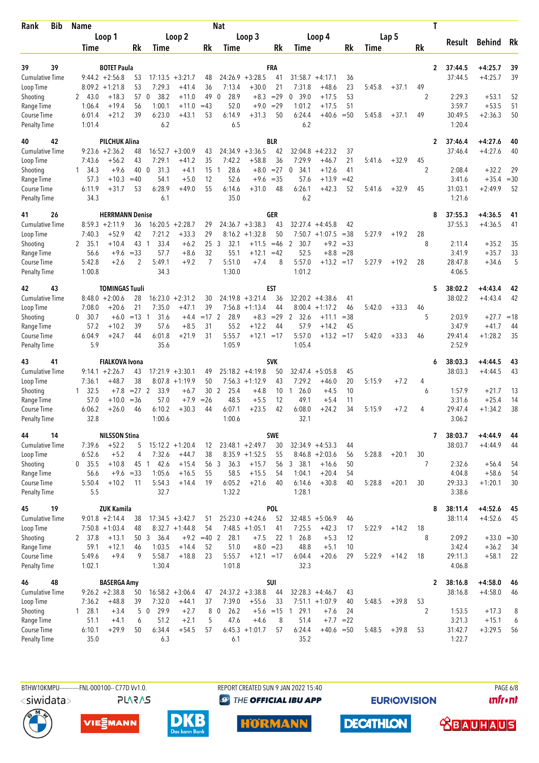| Rank | Bib | Name | | | | | | Nat | | | | | | | | | T | Result | Behind | Rk |
|---|---|---|---|---|---|---|---|---|---|---|---|---|---|---|---|---|---|---|---|---|
| | | Loop 1 | | | Loop 2 | | | Loop 3 | | | Loop 4 | | | Lap 5 | | | | | | |
| | | Time | | Rk | Time | | Rk | Time | | Rk | Time | | Rk | Time | | Rk | | | | |
| 39 | 39 | BOTET Paula | | | | | | FRA | | | | | | | | | 2 | 37:44.5 | +4:25.7 | 39 |
| Cumulative Time | | 9:44.2 | +2:56.8 | 53 | 17:13.5 | +3:21.7 | 48 | 24:26.9 | +3:28.5 | 41 | 31:58.7 | +4:17.1 | 36 | | | | | 37:44.5 | +4:25.7 | 39 |
| Loop Time | | 8:09.2 | +1:21.8 | 53 | 7:29.3 | +41.4 | 36 | 7:13.4 | +30.0 | 21 | 7:31.8 | +48.6 | 23 | 5:45.8 | +37.1 | 49 | | | | |
| Shooting | | 2 43.0 | +18.3 | 57 | 0 38.2 | +11.0 | 49 | 0 28.9 | +8.3 | =29 | 0 39.0 | +17.5 | 53 | | | | 2 | 2:29.3 | +53.1 | 52 |
| Range Time | | 1:06.4 | +19.4 | 56 | 1:00.1 | +11.0 | =43 | 52.0 | +9.0 | =29 | 1:01.2 | +17.5 | 51 | | | | | 3:59.7 | +53.5 | 51 |
| Course Time | | 6:01.4 | +21.2 | 39 | 6:23.0 | +43.1 | 53 | 6:14.9 | +31.3 | 50 | 6:24.4 | +40.6 | =50 | 5:45.8 | +37.1 | 49 | | 30:49.5 | +2:36.3 | 50 |
| Penalty Time | | 1:01.4 | | | 6.2 | | | 6.5 | | | 6.2 | | | | | | | 1:20.4 | | |
| 40 | 42 | PILCHUK Alina | | | | | | BLR | | | | | | | | | 2 | 37:46.4 | +4:27.6 | 40 |
| Cumulative Time | | 9:23.6 | +2:36.2 | 48 | 16:52.7 | +3:00.9 | 43 | 24:34.9 | +3:36.5 | 42 | 32:04.8 | +4:23.2 | 37 | | | | | 37:46.4 | +4:27.6 | 40 |
| Loop Time | | 7:43.6 | +56.2 | 43 | 7:29.1 | +41.2 | 35 | 7:42.2 | +58.8 | 36 | 7:29.9 | +46.7 | 21 | 5:41.6 | +32.9 | 45 | | | | |
| Shooting | | 1 34.3 | +9.6 | 40 | 0 31.3 | +4.1 | 15 | 1 28.6 | +8.0 | =27 | 0 34.1 | +12.6 | 41 | | | | 2 | 2:08.4 | +32.2 | 29 |
| Range Time | | 57.3 | +10.3 | =40 | 54.1 | +5.0 | 12 | 52.6 | +9.6 | =35 | 57.6 | +13.9 | =42 | | | | | 3:41.6 | +35.4 | =30 |
| Course Time | | 6:11.9 | +31.7 | 53 | 6:28.9 | +49.0 | 55 | 6:14.6 | +31.0 | 48 | 6:26.1 | +42.3 | 52 | 5:41.6 | +32.9 | 45 | | 31:03.1 | +2:49.9 | 52 |
| Penalty Time | | 34.3 | | | 6.1 | | | 35.0 | | | 6.2 | | | | | | | 1:21.6 | | |
| 41 | 26 | HERRMANN Denise | | | | | | GER | | | | | | | | | 8 | 37:55.3 | +4:36.5 | 41 |
| Cumulative Time | | 8:59.3 | +2:11.9 | 36 | 16:20.5 | +2:28.7 | 29 | 24:36.7 | +3:38.3 | 43 | 32:27.4 | +4:45.8 | 42 | | | | | 37:55.3 | +4:36.5 | 41 |
| Loop Time | | 7:40.3 | +52.9 | 42 | 7:21.2 | +33.3 | 29 | 8:16.2 | +1:32.8 | 50 | 7:50.7 | +1:07.5 | =38 | 5:27.9 | +19.2 | 28 | | | | |
| Shooting | | 2 35.1 | +10.4 | 43 | 1 33.4 | +6.2 | 25 | 3 32.1 | +11.5 | =46 | 2 30.7 | +9.2 | =33 | | | | 8 | 2:11.4 | +35.2 | 35 |
| Range Time | | 56.6 | +9.6 | =33 | 57.7 | +8.6 | 32 | 55.1 | +12.1 | =42 | 52.5 | +8.8 | =28 | | | | | 3:41.9 | +35.7 | 33 |
| Course Time | | 5:42.8 | +2.6 | 2 | 5:49.1 | +9.2 | 7 | 5:51.0 | +7.4 | 8 | 5:57.0 | +13.2 | =17 | 5:27.9 | +19.2 | 28 | | 28:47.8 | +34.6 | 5 |
| Penalty Time | | 1:00.8 | | | 34.3 | | | 1:30.0 | | | 1:01.2 | | | | | | | 4:06.5 | | |
| 42 | 43 | TOMINGAS Tuuli | | | | | | EST | | | | | | | | | 5 | 38:02.2 | +4:43.4 | 42 |
| Cumulative Time | | 8:48.0 | +2:00.6 | 28 | 16:23.0 | +2:31.2 | 30 | 24:19.8 | +3:21.4 | 36 | 32:20.2 | +4:38.6 | 41 | | | | | 38:02.2 | +4:43.4 | 42 |
| Loop Time | | 7:08.0 | +20.6 | 21 | 7:35.0 | +47.1 | 39 | 7:56.8 | +1:13.4 | 44 | 8:00.4 | +1:17.2 | 46 | 5:42.0 | +33.3 | 46 | | | | |
| Shooting | | 0 30.7 | +6.0 | =13 | 1 31.6 | +4.4 | =17 | 2 28.9 | +8.3 | =29 | 2 32.6 | +11.1 | =38 | | | | 5 | 2:03.9 | +27.7 | =18 |
| Range Time | | 57.2 | +10.2 | 39 | 57.6 | +8.5 | 31 | 55.2 | +12.2 | 44 | 57.9 | +14.2 | 45 | | | | | 3:47.9 | +41.7 | 44 |
| Course Time | | 6:04.9 | +24.7 | 44 | 6:01.8 | +21.9 | 31 | 5:55.7 | +12.1 | =17 | 5:57.0 | +13.2 | =17 | 5:42.0 | +33.3 | 46 | | 29:41.4 | +1:28.2 | 35 |
| Penalty Time | | 5.9 | | | 35.6 | | | 1:05.9 | | | 1:05.4 | | | | | | | 2:52.9 | | |
| 43 | 41 | FIALKOVA Ivona | | | | | | SVK | | | | | | | | | 6 | 38:03.3 | +4:44.5 | 43 |
| Cumulative Time | | 9:14.1 | +2:26.7 | 43 | 17:21.9 | +3:30.1 | 49 | 25:18.2 | +4:19.8 | 50 | 32:47.4 | +5:05.8 | 45 | | | | | 38:03.3 | +4:44.5 | 43 |
| Loop Time | | 7:36.1 | +48.7 | 38 | 8:07.8 | +1:19.9 | 50 | 7:56.3 | +1:12.9 | 43 | 7:29.2 | +46.0 | 20 | 5:15.9 | +7.2 | 4 | | | | |
| Shooting | | 1 32.5 | +7.8 | =27 | 2 33.9 | +6.7 | 30 | 2 25.4 | +4.8 | 10 | 1 26.0 | +4.5 | 10 | | | | 6 | 1:57.9 | +21.7 | 13 |
| Range Time | | 57.0 | +10.0 | =36 | 57.0 | +7.9 | =26 | 48.5 | +5.5 | 12 | 49.1 | +5.4 | 11 | | | | | 3:31.6 | +25.4 | 14 |
| Course Time | | 6:06.2 | +26.0 | 46 | 6:10.2 | +30.3 | 44 | 6:07.1 | +23.5 | 42 | 6:08.0 | +24.2 | 34 | 5:15.9 | +7.2 | 4 | | 29:47.4 | +1:34.2 | 38 |
| Penalty Time | | 32.8 | | | 1:00.6 | | | 1:00.6 | | | 32.1 | | | | | | | 3:06.2 | | |
| 44 | 14 | NILSSON Stina | | | | | | SWE | | | | | | | | | 7 | 38:03.7 | +4:44.9 | 44 |
| Cumulative Time | | 7:39.6 | +52.2 | 5 | 15:12.2 | +1:20.4 | 12 | 23:48.1 | +2:49.7 | 30 | 32:34.9 | +4:53.3 | 44 | | | | | 38:03.7 | +4:44.9 | 44 |
| Loop Time | | 6:52.6 | +5.2 | 4 | 7:32.6 | +44.7 | 38 | 8:35.9 | +1:52.5 | 55 | 8:46.8 | +2:03.6 | 56 | 5:28.8 | +20.1 | 30 | | | | |
| Shooting | | 0 35.5 | +10.8 | 45 | 1 42.6 | +15.4 | 56 | 3 36.3 | +15.7 | 56 | 3 38.1 | +16.6 | 50 | | | | 7 | 2:32.6 | +56.4 | 54 |
| Range Time | | 56.6 | +9.6 | =33 | 1:05.6 | +16.5 | 55 | 58.5 | +15.5 | 54 | 1:04.1 | +20.4 | 54 | | | | | 4:04.8 | +58.6 | 54 |
| Course Time | | 5:50.4 | +10.2 | 11 | 5:54.3 | +14.4 | 19 | 6:05.2 | +21.6 | 40 | 6:14.6 | +30.8 | 40 | 5:28.8 | +20.1 | 30 | | 29:33.3 | +1:20.1 | 30 |
| Penalty Time | | 5.5 | | | 32.7 | | | 1:32.2 | | | 1:28.1 | | | | | | | 3:38.6 | | |
| 45 | 19 | ZUK Kamila | | | | | | POL | | | | | | | | | 8 | 38:11.4 | +4:52.6 | 45 |
| Cumulative Time | | 9:01.8 | +2:14.4 | 38 | 17:34.5 | +3:42.7 | 51 | 25:23.0 | +4:24.6 | 52 | 32:48.5 | +5:06.9 | 46 | | | | | 38:11.4 | +4:52.6 | 45 |
| Loop Time | | 7:50.8 | +1:03.4 | 48 | 8:32.7 | +1:44.8 | 54 | 7:48.5 | +1:05.1 | 41 | 7:25.5 | +42.3 | 17 | 5:22.9 | +14.2 | 18 | | | | |
| Shooting | | 2 37.8 | +13.1 | 50 | 3 36.4 | +9.2 | =40 | 2 28.1 | +7.5 | 22 | 1 26.8 | +5.3 | 12 | | | | 8 | 2:09.2 | +33.0 | =30 |
| Range Time | | 59.1 | +12.1 | 46 | 1:03.5 | +14.4 | 52 | 51.0 | +8.0 | =23 | 48.8 | +5.1 | 10 | | | | | 3:42.4 | +36.2 | 34 |
| Course Time | | 5:49.6 | +9.4 | 9 | 5:58.7 | +18.8 | 23 | 5:55.7 | +12.1 | =17 | 6:04.4 | +20.6 | 29 | 5:22.9 | +14.2 | 18 | | 29:11.3 | +58.1 | 22 |
| Penalty Time | | 1:02.1 | | | 1:30.4 | | | 1:01.8 | | | 32.3 | | | | | | | 4:06.8 | | |
| 46 | 48 | BASERGA Amy | | | | | | SUI | | | | | | | | | 2 | 38:16.8 | +4:58.0 | 46 |
| Cumulative Time | | 9:26.2 | +2:38.8 | 50 | 16:58.2 | +3:06.4 | 47 | 24:37.2 | +3:38.8 | 44 | 32:28.3 | +4:46.7 | 43 | | | | | 38:16.8 | +4:58.0 | 46 |
| Loop Time | | 7:36.2 | +48.8 | 39 | 7:32.0 | +44.1 | 37 | 7:39.0 | +55.6 | 33 | 7:51.1 | +1:07.9 | 40 | 5:48.5 | +39.8 | 53 | | | | |
| Shooting | | 1 28.1 | +3.4 | 5 | 0 29.9 | +2.7 | 8 | 0 26.2 | +5.6 | =15 | 1 29.1 | +7.6 | 24 | | | | 2 | 1:53.5 | +17.3 | 8 |
| Range Time | | 51.1 | +4.1 | 6 | 51.2 | +2.1 | 5 | 47.6 | +4.6 | 8 | 51.4 | +7.7 | =22 | | | | | 3:21.3 | +15.1 | 6 |
| Course Time | | 6:10.1 | +29.9 | 50 | 6:34.4 | +54.5 | 57 | 6:45.3 | +1:01.7 | 57 | 6:24.4 | +40.6 | =50 | 5:48.5 | +39.8 | 53 | | 31:42.7 | +3:29.5 | 56 |
| Penalty Time | | 35.0 | | | 6.3 | | | 6.1 | | | 35.2 | | | | | | | 1:22.7 | | |

BTHW10KMPU-----------FNL-000100-- C77D Vv1.0. REPORT CREATED SUN 9 JAN 2022 15:40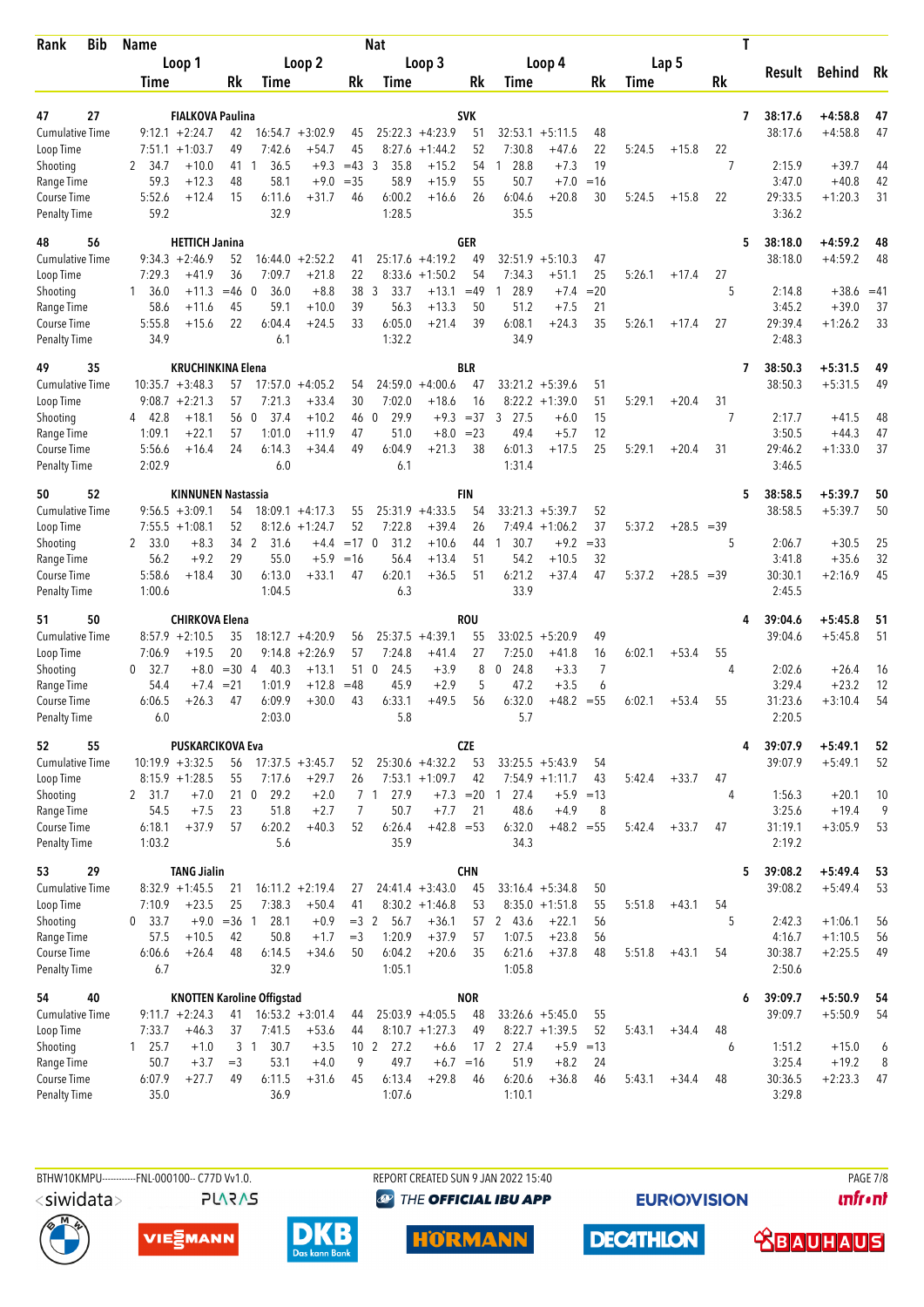| Rank | Bib | Name | | | Nat | | | | | | | | | | T | Result | Behind | Rk |
|---|---|---|---|---|---|---|---|---|---|---|---|---|---|---|---|---|---|---|
| | | Loop 1 | | | Loop 2 | | | Loop 3 | | | Loop 4 | | | Lap 5 | | | | |
| | | Time | | Rk | Time | | Rk | Time | | Rk | Time | | Rk | Time | | Rk | | | |
| 47 | 27 | FIALKOVA Paulina | | | | | | SVK | | | | | | | | 7 | 38:17.6 | +4:58.8 | 47 |
| Cumulative Time | | 9:12.1 | +2:24.7 | 42 | 16:54.7 | +3:02.9 | 45 | 25:22.3 | +4:23.9 | 51 | 32:53.1 | +5:11.5 | 48 | | | | 38:17.6 | +4:58.8 | 47 |
| Loop Time | | 7:51.1 | +1:03.7 | 49 | 7:42.6 | +54.7 | 45 | 8:27.6 | +1:44.2 | 52 | 7:30.8 | +47.6 | 22 | 5:24.5 | +15.8 | 22 | | | |
| Shooting | | 2 34.7 | +10.0 | 41 | 1 36.5 | +9.3 | =43 | 3 35.8 | +15.2 | 54 | 1 28.8 | +7.3 | 19 | | | 7 | 2:15.9 | +39.7 | 44 |
| Range Time | | 59.3 | +12.3 | 48 | 58.1 | +9.0 | =35 | 58.9 | +15.9 | 55 | 50.7 | +7.0 | =16 | | | | 3:47.0 | +40.8 | 42 |
| Course Time | | 5:52.6 | +12.4 | 15 | 6:11.6 | +31.7 | 46 | 6:00.2 | +16.6 | 26 | 6:04.6 | +20.8 | 30 | 5:24.5 | +15.8 | 22 | 29:33.5 | +1:20.3 | 31 |
| Penalty Time | | 59.2 | | | 32.9 | | | 1:28.5 | | | 35.5 | | | | | | 3:36.2 | | |
| 48 | 56 | HETTICH Janina | | | | | | GER | | | | | | | | 5 | 38:18.0 | +4:59.2 | 48 |
| Cumulative Time | | 9:34.3 | +2:46.9 | 52 | 16:44.0 | +2:52.2 | 41 | 25:17.6 | +4:19.2 | 49 | 32:51.9 | +5:10.3 | 47 | | | | 38:18.0 | +4:59.2 | 48 |
| Loop Time | | 7:29.3 | +41.9 | 36 | 7:09.7 | +21.8 | 22 | 8:33.6 | +1:50.2 | 54 | 7:34.3 | +51.1 | 25 | 5:26.1 | +17.4 | 27 | | | |
| Shooting | | 1 36.0 | +11.3 | =46 | 0 36.0 | +8.8 | 38 | 3 33.7 | +13.1 | =49 | 1 28.9 | +7.4 | =20 | | | 5 | 2:14.8 | +38.6 | =41 |
| Range Time | | 58.6 | +11.6 | 45 | 59.1 | +10.0 | 39 | 56.3 | +13.3 | 50 | 51.2 | +7.5 | 21 | | | | 3:45.2 | +39.0 | 37 |
| Course Time | | 5:55.8 | +15.6 | 22 | 6:04.4 | +24.5 | 33 | 6:05.0 | +21.4 | 39 | 6:08.1 | +24.3 | 35 | 5:26.1 | +17.4 | 27 | 29:39.4 | +1:26.2 | 33 |
| Penalty Time | | 34.9 | | | 6.1 | | | 1:32.2 | | | 34.9 | | | | | | 2:48.3 | | |
| 49 | 35 | KRUCHINKINA Elena | | | | | | BLR | | | | | | | | 7 | 38:50.3 | +5:31.5 | 49 |
| Cumulative Time | | 10:35.7 | +3:48.3 | 57 | 17:57.0 | +4:05.2 | 54 | 24:59.0 | +4:00.6 | 47 | 33:21.2 | +5:39.6 | 51 | | | | 38:50.3 | +5:31.5 | 49 |
| Loop Time | | 9:08.7 | +2:21.3 | 57 | 7:21.3 | +33.4 | 30 | 7:02.0 | +18.6 | 16 | 8:22.2 | +1:39.0 | 51 | 5:29.1 | +20.4 | 31 | | | |
| Shooting | | 4 42.8 | +18.1 | 56 | 0 37.4 | +10.2 | 46 | 0 29.9 | +9.3 | =37 | 3 27.5 | +6.0 | 15 | | | 7 | 2:17.7 | +41.5 | 48 |
| Range Time | | 1:09.1 | +22.1 | 57 | 1:01.0 | +11.9 | 47 | 51.0 | +8.0 | =23 | 49.4 | +5.7 | 12 | | | | 3:50.5 | +44.3 | 47 |
| Course Time | | 5:56.6 | +16.4 | 24 | 6:14.3 | +34.4 | 49 | 6:04.9 | +21.3 | 38 | 6:01.3 | +17.5 | 25 | 5:29.1 | +20.4 | 31 | 29:46.2 | +1:33.0 | 37 |
| Penalty Time | | 2:02.9 | | | 6.0 | | | 6.1 | | | 1:31.4 | | | | | | 3:46.5 | | |
| 50 | 52 | KINNUNEN Nastassia | | | | | | FIN | | | | | | | | 5 | 38:58.5 | +5:39.7 | 50 |
| Cumulative Time | | 9:56.5 | +3:09.1 | 54 | 18:09.1 | +4:17.3 | 55 | 25:31.9 | +4:33.5 | 54 | 33:21.3 | +5:39.7 | 52 | | | | 38:58.5 | +5:39.7 | 50 |
| Loop Time | | 7:55.5 | +1:08.1 | 52 | 8:12.6 | +1:24.7 | 52 | 7:22.8 | +39.4 | 26 | 7:49.4 | +1:06.2 | 37 | 5:37.2 | +28.5 | =39 | | | |
| Shooting | | 2 33.0 | +8.3 | 34 | 2 31.6 | +4.4 | =17 | 0 31.2 | +10.6 | 44 | 1 30.7 | +9.2 | =33 | | | 5 | 2:06.7 | +30.5 | 25 |
| Range Time | | 56.2 | +9.2 | 29 | 55.0 | +5.9 | =16 | 56.4 | +13.4 | 51 | 54.2 | +10.5 | 32 | | | | 3:41.8 | +35.6 | 32 |
| Course Time | | 5:58.6 | +18.4 | 30 | 6:13.0 | +33.1 | 47 | 6:20.1 | +36.5 | 51 | 6:21.2 | +37.4 | 47 | 5:37.2 | +28.5 | =39 | 30:30.1 | +2:16.9 | 45 |
| Penalty Time | | 1:00.6 | | | 1:04.5 | | | 6.3 | | | 33.9 | | | | | | 2:45.5 | | |
| 51 | 50 | CHIRKOVA Elena | | | | | | ROU | | | | | | | | 4 | 39:04.6 | +5:45.8 | 51 |
| Cumulative Time | | 8:57.9 | +2:10.5 | 35 | 18:12.7 | +4:20.9 | 56 | 25:37.5 | +4:39.1 | 55 | 33:02.5 | +5:20.9 | 49 | | | | 39:04.6 | +5:45.8 | 51 |
| Loop Time | | 7:06.9 | +19.5 | 20 | 9:14.8 | +2:26.9 | 57 | 7:24.8 | +41.4 | 27 | 7:25.0 | +41.8 | 16 | 6:02.1 | +53.4 | 55 | | | |
| Shooting | | 0 32.7 | +8.0 | =30 | 4 40.3 | +13.1 | 51 | 0 24.5 | +3.9 | 8 | 0 24.8 | +3.3 | 7 | | | 4 | 2:02.6 | +26.4 | 16 |
| Range Time | | 54.4 | +7.4 | =21 | 1:01.9 | +12.8 | =48 | 45.9 | +2.9 | 5 | 47.2 | +3.5 | 6 | | | | 3:29.4 | +23.2 | 12 |
| Course Time | | 6:06.5 | +26.3 | 47 | 6:09.9 | +30.0 | 43 | 6:33.1 | +49.5 | 56 | 6:32.0 | +48.2 | =55 | 6:02.1 | +53.4 | 55 | 31:23.6 | +3:10.4 | 54 |
| Penalty Time | | 6.0 | | | 2:03.0 | | | 5.8 | | | 5.7 | | | | | | 2:20.5 | | |
| 52 | 55 | PUSKARCIKOVA Eva | | | | | | CZE | | | | | | | | 4 | 39:07.9 | +5:49.1 | 52 |
| Cumulative Time | | 10:19.9 | +3:32.5 | 56 | 17:37.5 | +3:45.7 | 52 | 25:30.6 | +4:32.2 | 53 | 33:25.5 | +5:43.9 | 54 | | | | 39:07.9 | +5:49.1 | 52 |
| Loop Time | | 8:15.9 | +1:28.5 | 55 | 7:17.6 | +29.7 | 26 | 7:53.1 | +1:09.7 | 42 | 7:54.9 | +1:11.7 | 43 | 5:42.4 | +33.7 | 47 | | | |
| Shooting | | 2 31.7 | +7.0 | 21 | 0 29.2 | +2.0 | 7 | 1 27.9 | +7.3 | =20 | 1 27.4 | +5.9 | =13 | | | 4 | 1:56.3 | +20.1 | 10 |
| Range Time | | 54.5 | +7.5 | 23 | 51.8 | +2.7 | 7 | 50.7 | +7.7 | 21 | 48.6 | +4.9 | 8 | | | | 3:25.6 | +19.4 | 9 |
| Course Time | | 6:18.1 | +37.9 | 57 | 6:20.2 | +40.3 | 52 | 6:26.4 | +42.8 | =53 | 6:32.0 | +48.2 | =55 | 5:42.4 | +33.7 | 47 | 31:19.1 | +3:05.9 | 53 |
| Penalty Time | | 1:03.2 | | | 5.6 | | | 35.9 | | | 34.3 | | | | | | 2:19.2 | | |
| 53 | 29 | TANG Jialin | | | | | | CHN | | | | | | | | 5 | 39:08.2 | +5:49.4 | 53 |
| Cumulative Time | | 8:32.9 | +1:45.5 | 21 | 16:11.2 | +2:19.4 | 27 | 24:41.4 | +3:43.0 | 45 | 33:16.4 | +5:34.8 | 50 | | | | 39:08.2 | +5:49.4 | 53 |
| Loop Time | | 7:10.9 | +23.5 | 25 | 7:38.3 | +50.4 | 41 | 8:30.2 | +1:46.8 | 53 | 8:35.0 | +1:51.8 | 55 | 5:51.8 | +43.1 | 54 | | | |
| Shooting | | 0 33.7 | +9.0 | =36 | 1 28.1 | +0.9 | =3 | 2 56.7 | +36.1 | 57 | 2 43.6 | +22.1 | 56 | | | 5 | 2:42.3 | +1:06.1 | 56 |
| Range Time | | 57.5 | +10.5 | 42 | 50.8 | +1.7 | =3 | 1:20.9 | +37.9 | 57 | 1:07.5 | +23.8 | 56 | | | | 4:16.7 | +1:10.5 | 56 |
| Course Time | | 6:06.6 | +26.4 | 48 | 6:14.5 | +34.6 | 50 | 6:04.2 | +20.6 | 35 | 6:21.6 | +37.8 | 48 | 5:51.8 | +43.1 | 54 | 30:38.7 | +2:25.5 | 49 |
| Penalty Time | | 6.7 | | | 32.9 | | | 1:05.1 | | | 1:05.8 | | | | | | 2:50.6 | | |
| 54 | 40 | KNOTTEN Karoline Offigstad | | | | | | NOR | | | | | | | | 6 | 39:09.7 | +5:50.9 | 54 |
| Cumulative Time | | 9:11.7 | +2:24.3 | 41 | 16:53.2 | +3:01.4 | 44 | 25:03.9 | +4:05.5 | 48 | 33:26.6 | +5:45.0 | 55 | | | | 39:09.7 | +5:50.9 | 54 |
| Loop Time | | 7:33.7 | +46.3 | 37 | 7:41.5 | +53.6 | 44 | 8:10.7 | +1:27.3 | 49 | 8:22.7 | +1:39.5 | 52 | 5:43.1 | +34.4 | 48 | | | |
| Shooting | | 1 25.7 | +1.0 | 3 | 1 30.7 | +3.5 | 10 | 2 27.2 | +6.6 | 17 | 2 27.4 | +5.9 | =13 | | | 6 | 1:51.2 | +15.0 | 6 |
| Range Time | | 50.7 | +3.7 | =3 | 53.1 | +4.0 | 9 | 49.7 | +6.7 | =16 | 51.9 | +8.2 | 24 | | | | 3:25.4 | +19.2 | 8 |
| Course Time | | 6:07.9 | +27.7 | 49 | 6:11.5 | +31.6 | 45 | 6:13.4 | +29.8 | 46 | 6:20.6 | +36.8 | 46 | 5:43.1 | +34.4 | 48 | 30:36.5 | +2:23.3 | 47 |
| Penalty Time | | 35.0 | | | 36.9 | | | 1:07.6 | | | 1:10.1 | | | | | | 3:29.8 | | |

BTHW10KMPU-----------FNL-000100-- C77D Vv1.0. REPORT CREATED SUN 9 JAN 2022 15:40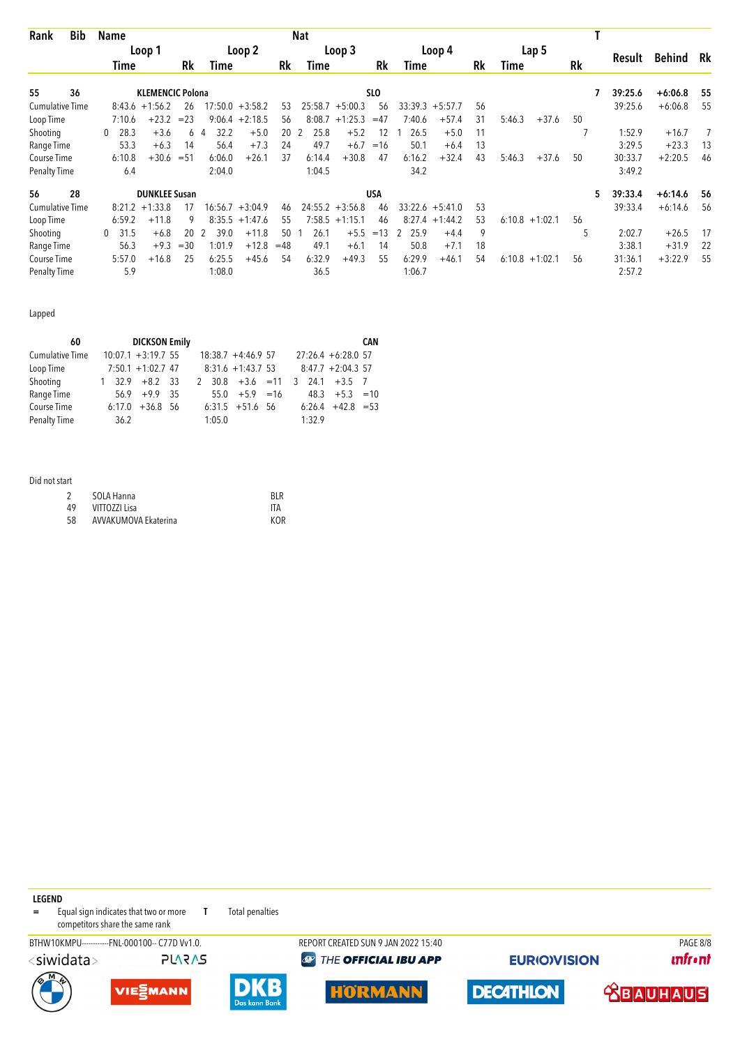| Rank | Bib | Name | | | | | | Nat | | | | | | | | | | T | Result | Behind | Rk |
|---|---|---|---|---|---|---|---|---|---|---|---|---|---|---|---|---|---|---|---|---|---|
| | | Loop 1 | | | Loop 2 | | | Loop 3 | | | Loop 4 | | | Lap 5 | | | | | | | |
| | | Time | | Rk | Time | | Rk | Time | | Rk | Time | | Rk | Time | | Rk | | | | | |
| **55** | **36** | **KLEMENCIC Polona** | | | | | | **SLO** | | | | | | | | | | **7** | **39:25.6** | **+6:06.8** | **55** |
| Cumulative Time | | 8:43.6 | +1:56.2 | 26 | 17:50.0 | +3:58.2 | 53 | 25:58.7 | +5:00.3 | 56 | 33:39.3 | +5:57.7 | 56 | | | | | | 39:25.6 | +6:06.8 | 55 |
| Loop Time | | 7:10.6 | +23.2 | =23 | 9:06.4 | +2:18.5 | 56 | 8:08.7 | +1:25.3 | =47 | 7:40.6 | +57.4 | 31 | 5:46.3 | +37.6 | 50 | | | | | |
| Shooting | | 0 28.3 | +3.6 | 6 | 4 32.2 | +5.0 | 20 | 2 25.8 | +5.2 | 12 | 1 26.5 | +5.0 | 11 | | | | 7 | | 1:52.9 | +16.7 | 7 |
| Range Time | | 53.3 | +6.3 | 14 | 56.4 | +7.3 | 24 | 49.7 | +6.7 | =16 | 50.1 | +6.4 | 13 | | | | | | 3:29.5 | +23.3 | 13 |
| Course Time | | 6:10.8 | +30.6 | =51 | 6:06.0 | +26.1 | 37 | 6:14.4 | +30.8 | 47 | 6:16.2 | +32.4 | 43 | 5:46.3 | +37.6 | 50 | | | 30:33.7 | +2:20.5 | 46 |
| Penalty Time | | 6.4 | | | 2:04.0 | | | 1:04.5 | | | 34.2 | | | | | | | | 3:49.2 | | |
| **56** | **28** | **DUNKLEE Susan** | | | | | | **USA** | | | | | | | | | | **5** | **39:33.4** | **+6:14.6** | **56** |
| Cumulative Time | | 8:21.2 | +1:33.8 | 17 | 16:56.7 | +3:04.9 | 46 | 24:55.2 | +3:56.8 | 46 | 33:22.6 | +5:41.0 | 53 | | | | | | 39:33.4 | +6:14.6 | 56 |
| Loop Time | | 6:59.2 | +11.8 | 9 | 8:35.5 | +1:47.6 | 55 | 7:58.5 | +1:15.1 | 46 | 8:27.4 | +1:44.2 | 53 | 6:10.8 | +1:02.1 | 56 | | | | | |
| Shooting | | 0 31.5 | +6.8 | 20 | 2 39.0 | +11.8 | 50 | 1 26.1 | +5.5 | =13 | 2 25.9 | +4.4 | 9 | | | | 5 | | 2:02.7 | +26.5 | 17 |
| Range Time | | 56.3 | +9.3 | =30 | 1:01.9 | +12.8 | =48 | 49.1 | +6.1 | 14 | 50.8 | +7.1 | 18 | | | | | | 3:38.1 | +31.9 | 22 |
| Course Time | | 5:57.0 | +16.8 | 25 | 6:25.5 | +45.6 | 54 | 6:32.9 | +49.3 | 55 | 6:29.9 | +46.1 | 54 | 6:10.8 | +1:02.1 | 56 | | | 31:36.1 | +3:22.9 | 55 |
| Penalty Time | | 5.9 | | | 1:08.0 | | | 36.5 | | | 1:06.7 | | | | | | | | 2:57.2 | | |

Lapped

| | | | | | | | | | |
|---|---|---|---|---|---|---|---|---|---|
| **60** | **DICKSON Emily** | | | | | | | **CAN** | |
| Cumulative Time | 10:07.1 | +3:19.7 | 55 | 18:38.7 | +4:46.9 | 57 | 27:26.4 | +6:28.0 | 57 |
| Loop Time | 7:50.1 | +1:02.7 | 47 | 8:31.6 | +1:43.7 | 53 | 8:47.7 | +2:04.3 | 57 |
| Shooting | 1 32.9 | +8.2 | 33 | 2 30.8 | +3.6 | =11 | 3 24.1 | +3.5 | 7 |
| Range Time | 56.9 | +9.9 | 35 | 55.0 | +5.9 | =16 | 48.3 | +5.3 | =10 |
| Course Time | 6:17.0 | +36.8 | 56 | 6:31.5 | +51.6 | 56 | 6:26.4 | +42.8 | =53 |
| Penalty Time | 36.2 | | | 1:05.0 | | | 1:32.9 | | |

Did not start

| | | |
|---|---|---|
| 2 | SOLA Hanna | BLR |
| 49 | VITTOZZI Lisa | ITA |
| 58 | AVVAKUMOVA Ekaterina | KOR |

**LEGEND**

= Equal sign indicates that two or more competitors share the same rank

T Total penalties

BTHW10KMPU-----------FNL-000100-- C77D Vv1.0. REPORT CREATED SUN 9 JAN 2022 15:40